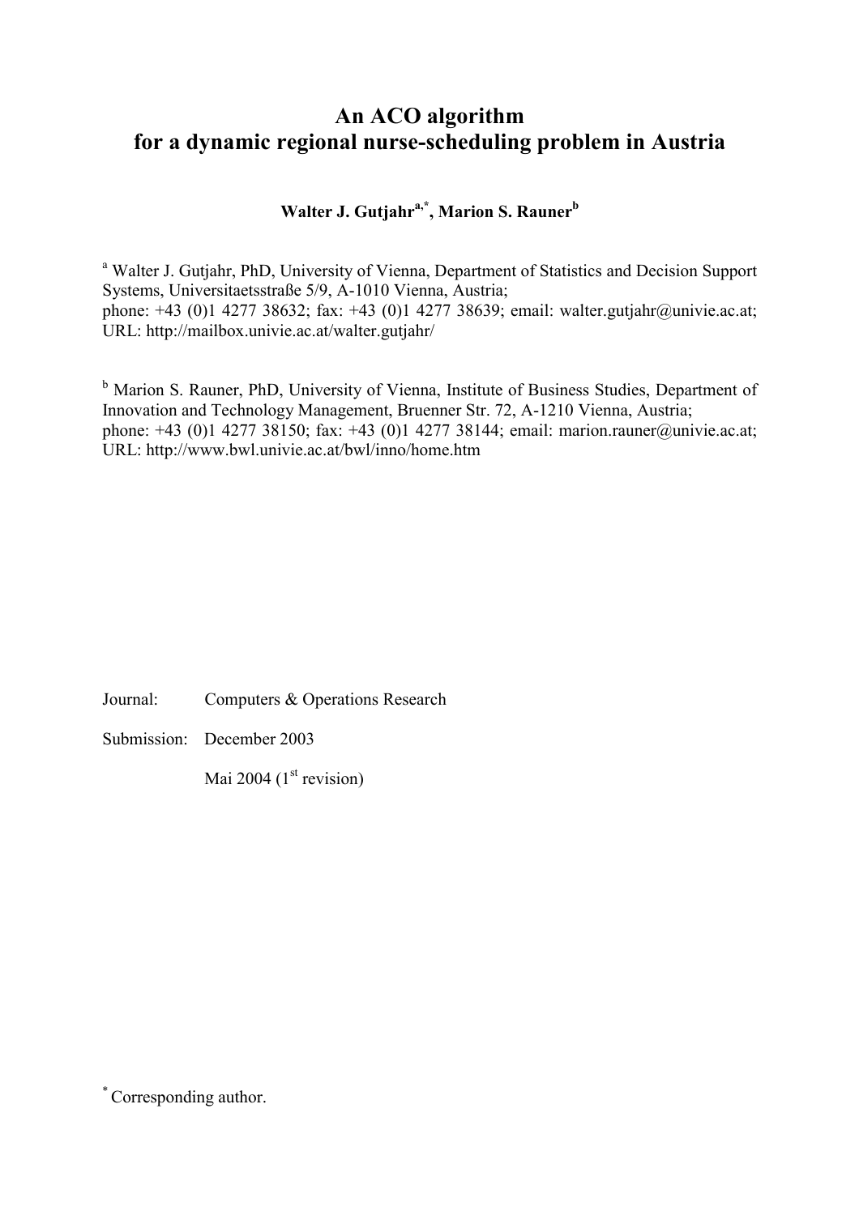# An ACO algorithm for a dynamic regional nurse-scheduling problem in Austria

**Walter J. Gutjahr[a,*], Marion S. Rauner[b]**

[a] Walter J. Gutjahr, PhD, University of Vienna, Department of Statistics and Decision Support Systems, Universitaetsstraße 5/9, A-1010 Vienna, Austria;
phone: +43 (0)1 4277 38632; fax: +43 (0)1 4277 38639; email: walter.gutjahr@univie.ac.at;
URL: http://mailbox.univie.ac.at/walter.gutjahr/

[b] Marion S. Rauner, PhD, University of Vienna, Institute of Business Studies, Department of Innovation and Technology Management, Bruenner Str. 72, A-1210 Vienna, Austria;
phone: +43 (0)1 4277 38150; fax: +43 (0)1 4277 38144; email: marion.rauner@univie.ac.at;
URL: http://www.bwl.univie.ac.at/bwl/inno/home.htm

Journal: Computers & Operations Research

Submission: December 2003

Mai 2004 (1st revision)

[*] Corresponding author.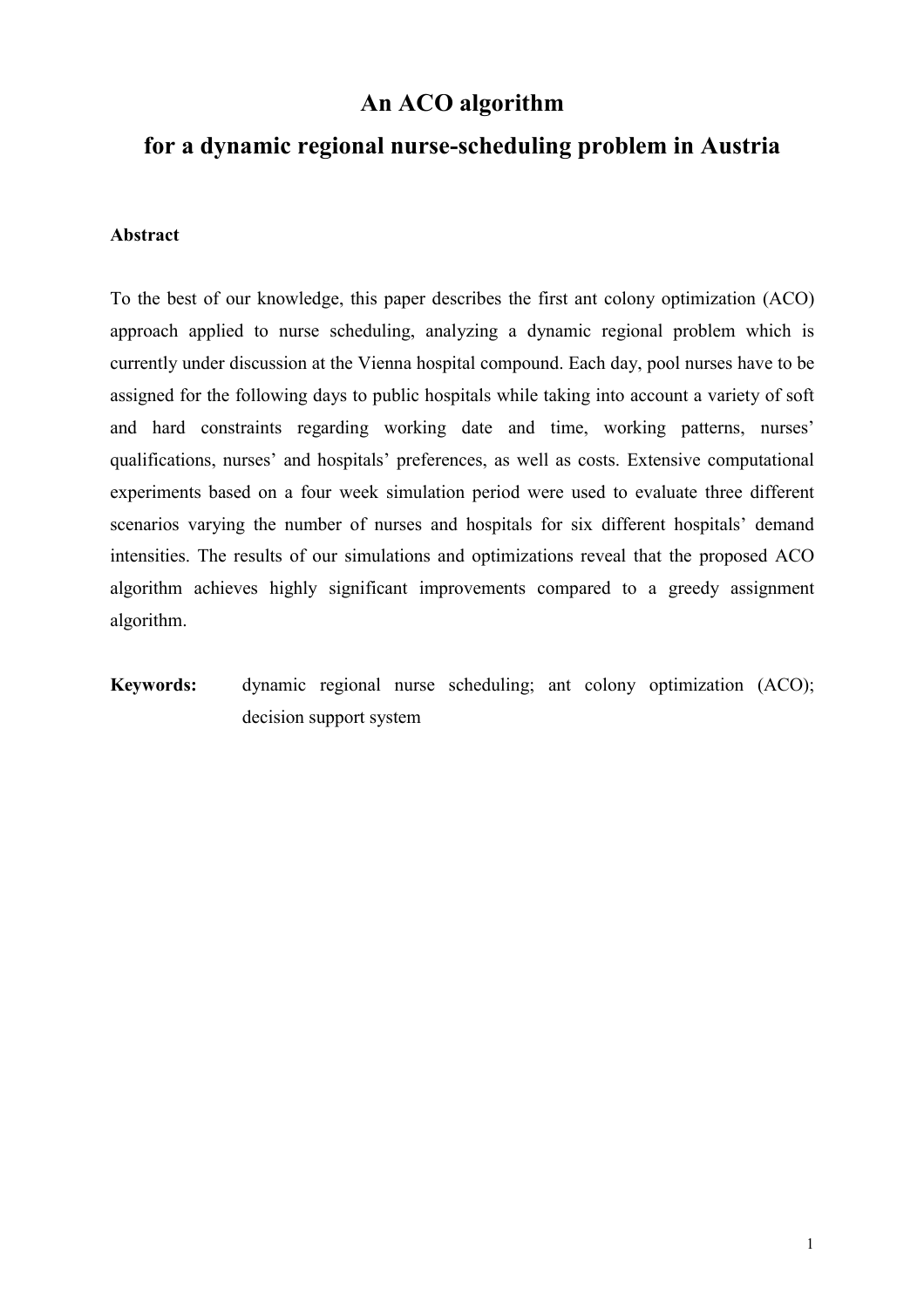# An ACO algorithm
# for a dynamic regional nurse-scheduling problem in Austria

**Abstract**

To the best of our knowledge, this paper describes the first ant colony optimization (ACO) approach applied to nurse scheduling, analyzing a dynamic regional problem which is currently under discussion at the Vienna hospital compound. Each day, pool nurses have to be assigned for the following days to public hospitals while taking into account a variety of soft and hard constraints regarding working date and time, working patterns, nurses' qualifications, nurses' and hospitals' preferences, as well as costs. Extensive computational experiments based on a four week simulation period were used to evaluate three different scenarios varying the number of nurses and hospitals for six different hospitals' demand intensities. The results of our simulations and optimizations reveal that the proposed ACO algorithm achieves highly significant improvements compared to a greedy assignment algorithm.

**Keywords:** dynamic regional nurse scheduling; ant colony optimization (ACO); decision support system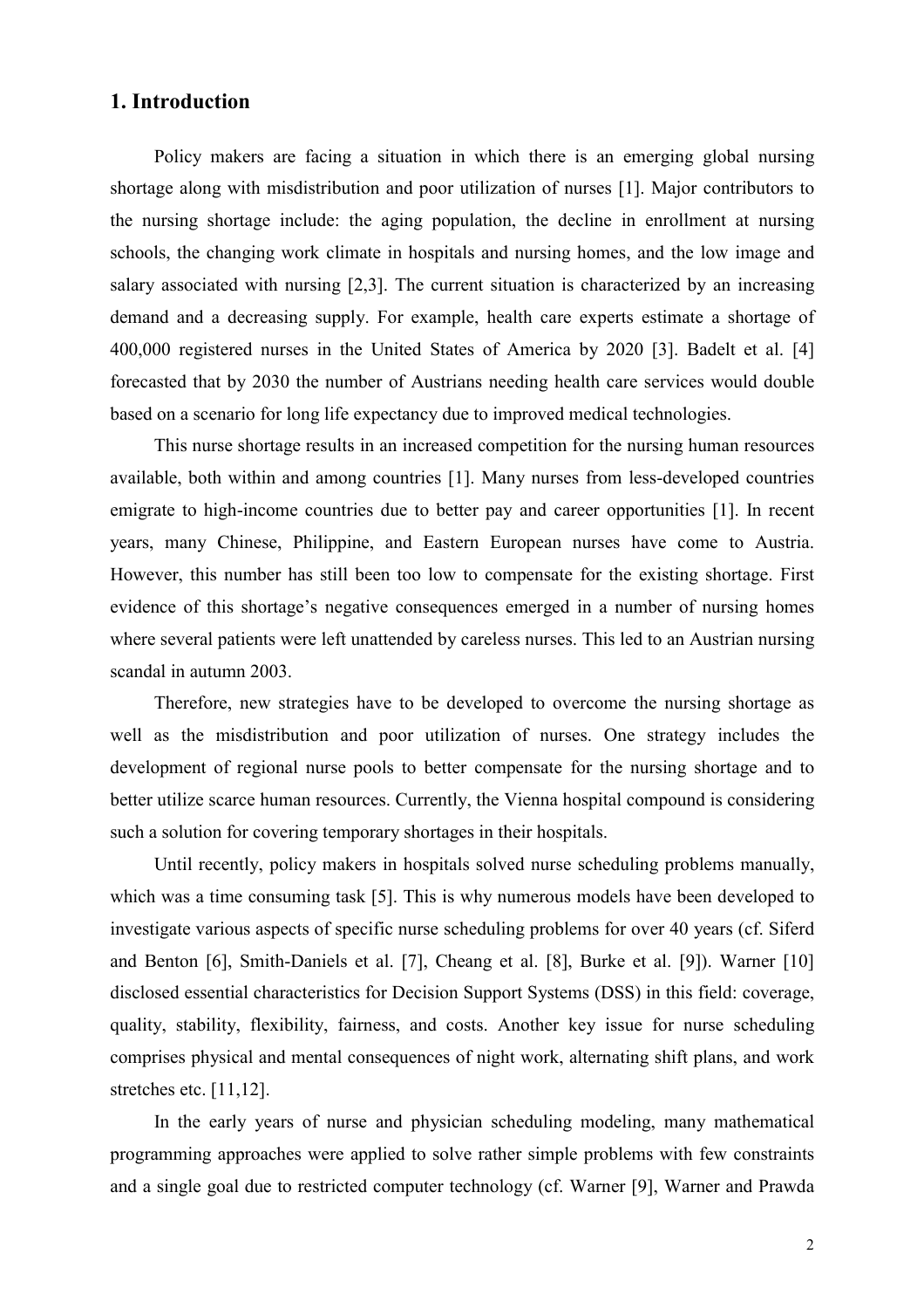## 1. Introduction

Policy makers are facing a situation in which there is an emerging global nursing shortage along with misdistribution and poor utilization of nurses [1]. Major contributors to the nursing shortage include: the aging population, the decline in enrollment at nursing schools, the changing work climate in hospitals and nursing homes, and the low image and salary associated with nursing [2,3]. The current situation is characterized by an increasing demand and a decreasing supply. For example, health care experts estimate a shortage of 400,000 registered nurses in the United States of America by 2020 [3]. Badelt et al. [4] forecasted that by 2030 the number of Austrians needing health care services would double based on a scenario for long life expectancy due to improved medical technologies.

This nurse shortage results in an increased competition for the nursing human resources available, both within and among countries [1]. Many nurses from less-developed countries emigrate to high-income countries due to better pay and career opportunities [1]. In recent years, many Chinese, Philippine, and Eastern European nurses have come to Austria. However, this number has still been too low to compensate for the existing shortage. First evidence of this shortage's negative consequences emerged in a number of nursing homes where several patients were left unattended by careless nurses. This led to an Austrian nursing scandal in autumn 2003.

Therefore, new strategies have to be developed to overcome the nursing shortage as well as the misdistribution and poor utilization of nurses. One strategy includes the development of regional nurse pools to better compensate for the nursing shortage and to better utilize scarce human resources. Currently, the Vienna hospital compound is considering such a solution for covering temporary shortages in their hospitals.

Until recently, policy makers in hospitals solved nurse scheduling problems manually, which was a time consuming task [5]. This is why numerous models have been developed to investigate various aspects of specific nurse scheduling problems for over 40 years (cf. Siferd and Benton [6], Smith-Daniels et al. [7], Cheang et al. [8], Burke et al. [9]). Warner [10] disclosed essential characteristics for Decision Support Systems (DSS) in this field: coverage, quality, stability, flexibility, fairness, and costs. Another key issue for nurse scheduling comprises physical and mental consequences of night work, alternating shift plans, and work stretches etc. [11,12].

In the early years of nurse and physician scheduling modeling, many mathematical programming approaches were applied to solve rather simple problems with few constraints and a single goal due to restricted computer technology (cf. Warner [9], Warner and Prawda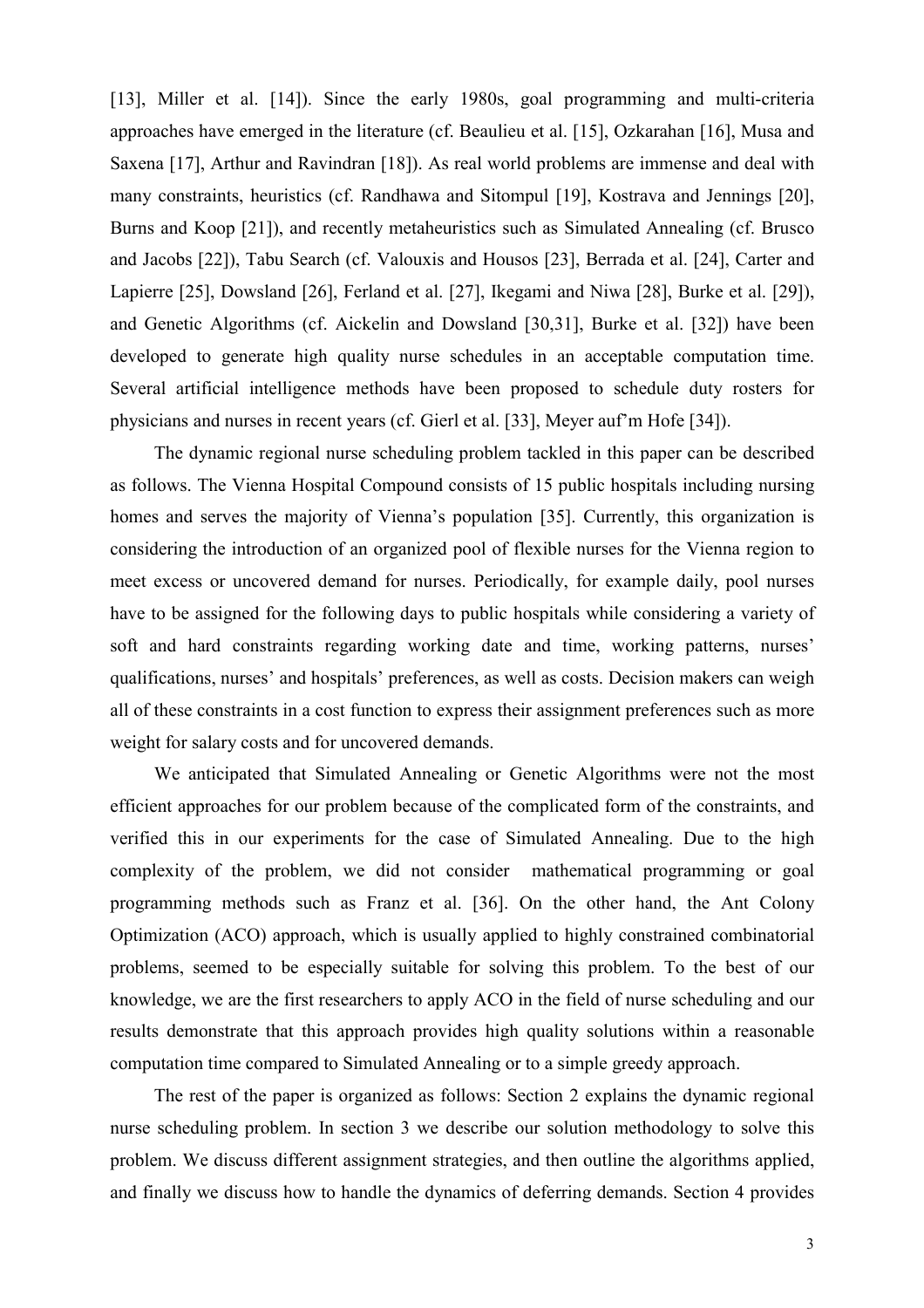[13], Miller et al. [14]). Since the early 1980s, goal programming and multi-criteria approaches have emerged in the literature (cf. Beaulieu et al. [15], Ozkarahan [16], Musa and Saxena [17], Arthur and Ravindran [18]). As real world problems are immense and deal with many constraints, heuristics (cf. Randhawa and Sitompul [19], Kostrava and Jennings [20], Burns and Koop [21]), and recently metaheuristics such as Simulated Annealing (cf. Brusco and Jacobs [22]), Tabu Search (cf. Valouxis and Housos [23], Berrada et al. [24], Carter and Lapierre [25], Dowsland [26], Ferland et al. [27], Ikegami and Niwa [28], Burke et al. [29]), and Genetic Algorithms (cf. Aickelin and Dowsland [30,31], Burke et al. [32]) have been developed to generate high quality nurse schedules in an acceptable computation time. Several artificial intelligence methods have been proposed to schedule duty rosters for physicians and nurses in recent years (cf. Gierl et al. [33], Meyer auf'm Hofe [34]).

The dynamic regional nurse scheduling problem tackled in this paper can be described as follows. The Vienna Hospital Compound consists of 15 public hospitals including nursing homes and serves the majority of Vienna's population [35]. Currently, this organization is considering the introduction of an organized pool of flexible nurses for the Vienna region to meet excess or uncovered demand for nurses. Periodically, for example daily, pool nurses have to be assigned for the following days to public hospitals while considering a variety of soft and hard constraints regarding working date and time, working patterns, nurses' qualifications, nurses' and hospitals' preferences, as well as costs. Decision makers can weigh all of these constraints in a cost function to express their assignment preferences such as more weight for salary costs and for uncovered demands.

We anticipated that Simulated Annealing or Genetic Algorithms were not the most efficient approaches for our problem because of the complicated form of the constraints, and verified this in our experiments for the case of Simulated Annealing. Due to the high complexity of the problem, we did not consider mathematical programming or goal programming methods such as Franz et al. [36]. On the other hand, the Ant Colony Optimization (ACO) approach, which is usually applied to highly constrained combinatorial problems, seemed to be especially suitable for solving this problem. To the best of our knowledge, we are the first researchers to apply ACO in the field of nurse scheduling and our results demonstrate that this approach provides high quality solutions within a reasonable computation time compared to Simulated Annealing or to a simple greedy approach.

The rest of the paper is organized as follows: Section 2 explains the dynamic regional nurse scheduling problem. In section 3 we describe our solution methodology to solve this problem. We discuss different assignment strategies, and then outline the algorithms applied, and finally we discuss how to handle the dynamics of deferring demands. Section 4 provides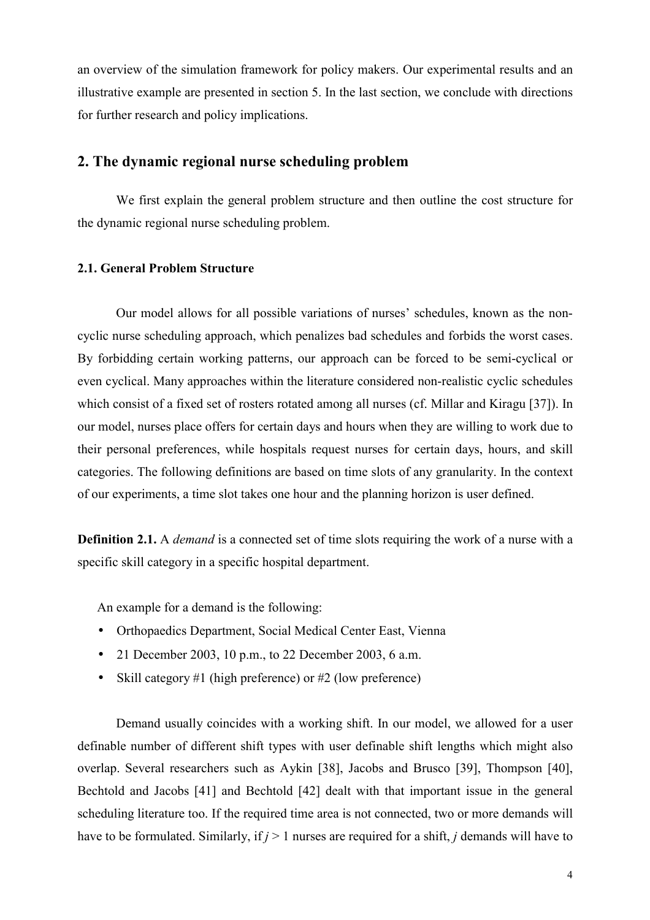an overview of the simulation framework for policy makers. Our experimental results and an illustrative example are presented in section 5. In the last section, we conclude with directions for further research and policy implications.

## 2. The dynamic regional nurse scheduling problem

We first explain the general problem structure and then outline the cost structure for the dynamic regional nurse scheduling problem.

### 2.1. General Problem Structure

Our model allows for all possible variations of nurses' schedules, known as the non-cyclic nurse scheduling approach, which penalizes bad schedules and forbids the worst cases. By forbidding certain working patterns, our approach can be forced to be semi-cyclical or even cyclical. Many approaches within the literature considered non-realistic cyclic schedules which consist of a fixed set of rosters rotated among all nurses (cf. Millar and Kiragu [37]). In our model, nurses place offers for certain days and hours when they are willing to work due to their personal preferences, while hospitals request nurses for certain days, hours, and skill categories. The following definitions are based on time slots of any granularity. In the context of our experiments, a time slot takes one hour and the planning horizon is user defined.

**Definition 2.1.** A *demand* is a connected set of time slots requiring the work of a nurse with a specific skill category in a specific hospital department.

An example for a demand is the following:

- Orthopaedics Department, Social Medical Center East, Vienna
- 21 December 2003, 10 p.m., to 22 December 2003, 6 a.m.
- Skill category #1 (high preference) or #2 (low preference)

Demand usually coincides with a working shift. In our model, we allowed for a user definable number of different shift types with user definable shift lengths which might also overlap. Several researchers such as Aykin [38], Jacobs and Brusco [39], Thompson [40], Bechtold and Jacobs [41] and Bechtold [42] dealt with that important issue in the general scheduling literature too. If the required time area is not connected, two or more demands will have to be formulated. Similarly, if $j > 1$ nurses are required for a shift, $j$ demands will have to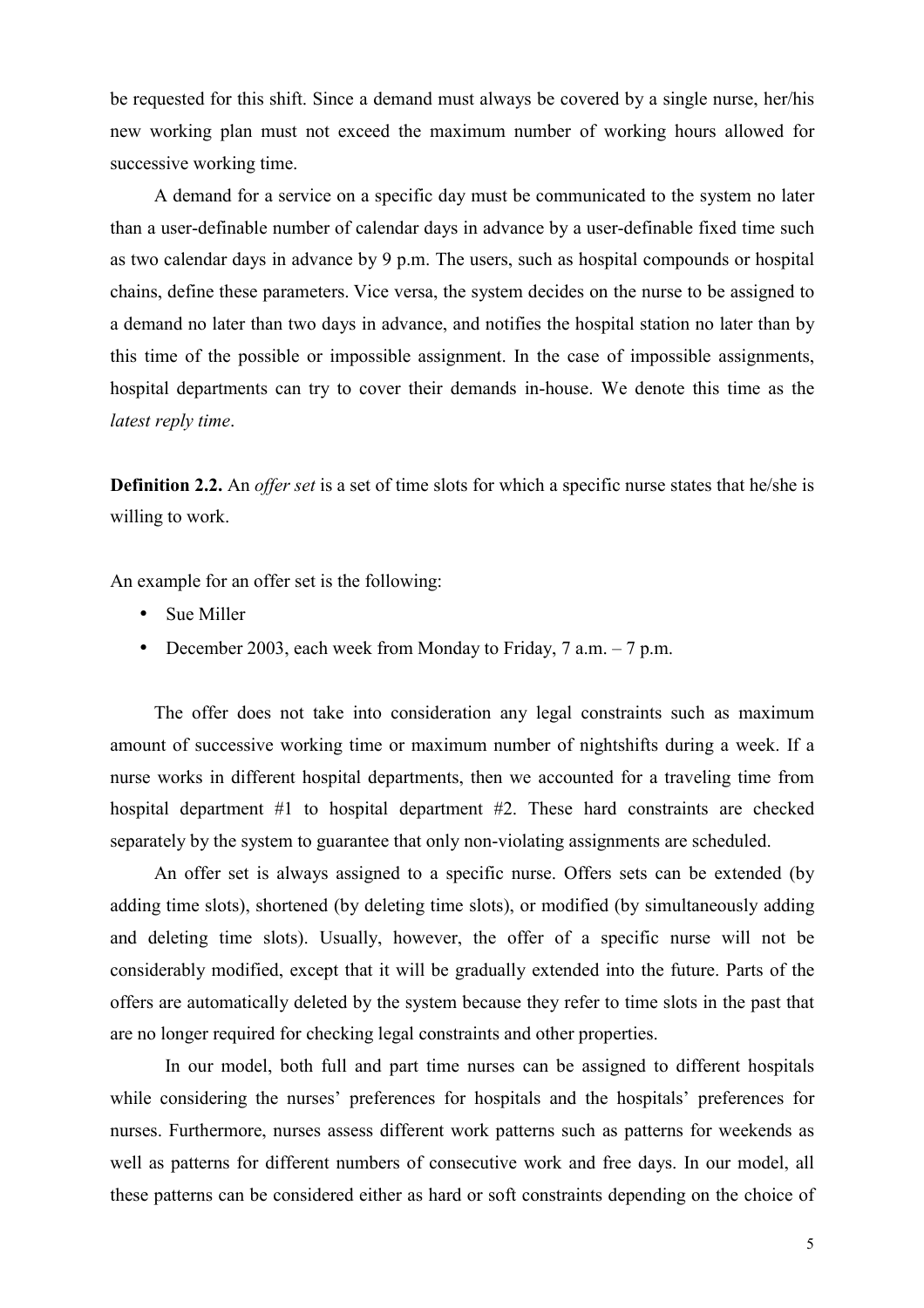be requested for this shift. Since a demand must always be covered by a single nurse, her/his new working plan must not exceed the maximum number of working hours allowed for successive working time.

A demand for a service on a specific day must be communicated to the system no later than a user-definable number of calendar days in advance by a user-definable fixed time such as two calendar days in advance by 9 p.m. The users, such as hospital compounds or hospital chains, define these parameters. Vice versa, the system decides on the nurse to be assigned to a demand no later than two days in advance, and notifies the hospital station no later than by this time of the possible or impossible assignment. In the case of impossible assignments, hospital departments can try to cover their demands in-house. We denote this time as the *latest reply time*.

**Definition 2.2.** An *offer set* is a set of time slots for which a specific nurse states that he/she is willing to work.

An example for an offer set is the following:

- Sue Miller
- December 2003, each week from Monday to Friday, 7 a.m. – 7 p.m.

The offer does not take into consideration any legal constraints such as maximum amount of successive working time or maximum number of nightshifts during a week. If a nurse works in different hospital departments, then we accounted for a traveling time from hospital department #1 to hospital department #2. These hard constraints are checked separately by the system to guarantee that only non-violating assignments are scheduled.

An offer set is always assigned to a specific nurse. Offers sets can be extended (by adding time slots), shortened (by deleting time slots), or modified (by simultaneously adding and deleting time slots). Usually, however, the offer of a specific nurse will not be considerably modified, except that it will be gradually extended into the future. Parts of the offers are automatically deleted by the system because they refer to time slots in the past that are no longer required for checking legal constraints and other properties.

In our model, both full and part time nurses can be assigned to different hospitals while considering the nurses' preferences for hospitals and the hospitals' preferences for nurses. Furthermore, nurses assess different work patterns such as patterns for weekends as well as patterns for different numbers of consecutive work and free days. In our model, all these patterns can be considered either as hard or soft constraints depending on the choice of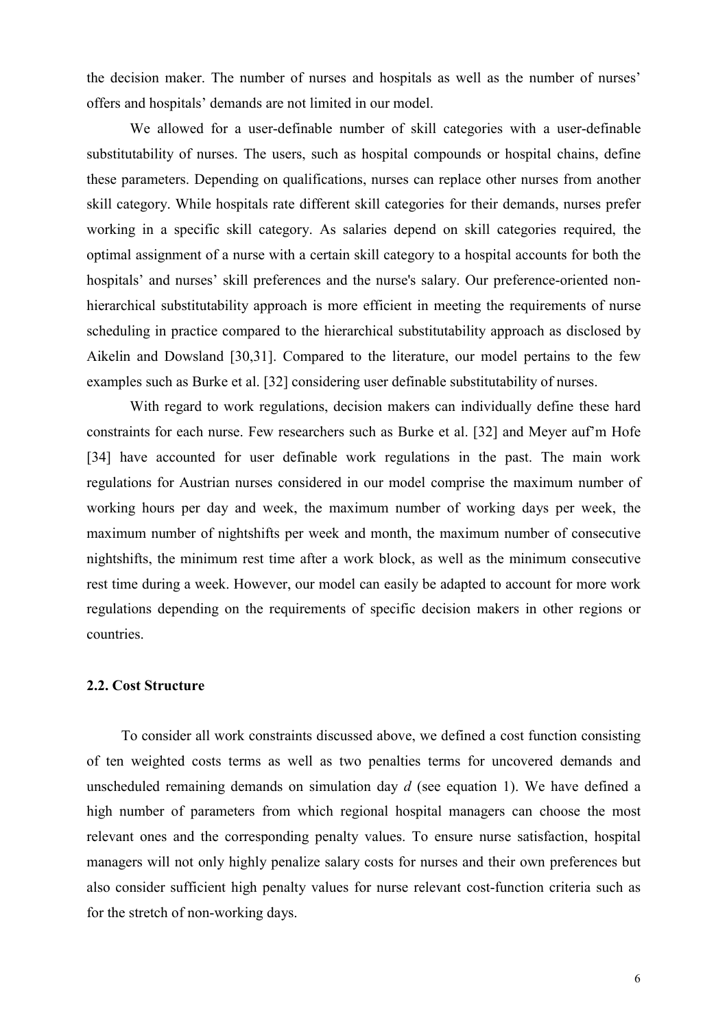the decision maker. The number of nurses and hospitals as well as the number of nurses' offers and hospitals' demands are not limited in our model.

We allowed for a user-definable number of skill categories with a user-definable substitutability of nurses. The users, such as hospital compounds or hospital chains, define these parameters. Depending on qualifications, nurses can replace other nurses from another skill category. While hospitals rate different skill categories for their demands, nurses prefer working in a specific skill category. As salaries depend on skill categories required, the optimal assignment of a nurse with a certain skill category to a hospital accounts for both the hospitals' and nurses' skill preferences and the nurse's salary. Our preference-oriented non-hierarchical substitutability approach is more efficient in meeting the requirements of nurse scheduling in practice compared to the hierarchical substitutability approach as disclosed by Aikelin and Dowsland [30,31]. Compared to the literature, our model pertains to the few examples such as Burke et al. [32] considering user definable substitutability of nurses.

With regard to work regulations, decision makers can individually define these hard constraints for each nurse. Few researchers such as Burke et al. [32] and Meyer auf'm Hofe [34] have accounted for user definable work regulations in the past. The main work regulations for Austrian nurses considered in our model comprise the maximum number of working hours per day and week, the maximum number of working days per week, the maximum number of nightshifts per week and month, the maximum number of consecutive nightshifts, the minimum rest time after a work block, as well as the minimum consecutive rest time during a week. However, our model can easily be adapted to account for more work regulations depending on the requirements of specific decision makers in other regions or countries.

### 2.2. Cost Structure

To consider all work constraints discussed above, we defined a cost function consisting of ten weighted costs terms as well as two penalties terms for uncovered demands and unscheduled remaining demands on simulation day *d* (see equation 1). We have defined a high number of parameters from which regional hospital managers can choose the most relevant ones and the corresponding penalty values. To ensure nurse satisfaction, hospital managers will not only highly penalize salary costs for nurses and their own preferences but also consider sufficient high penalty values for nurse relevant cost-function criteria such as for the stretch of non-working days.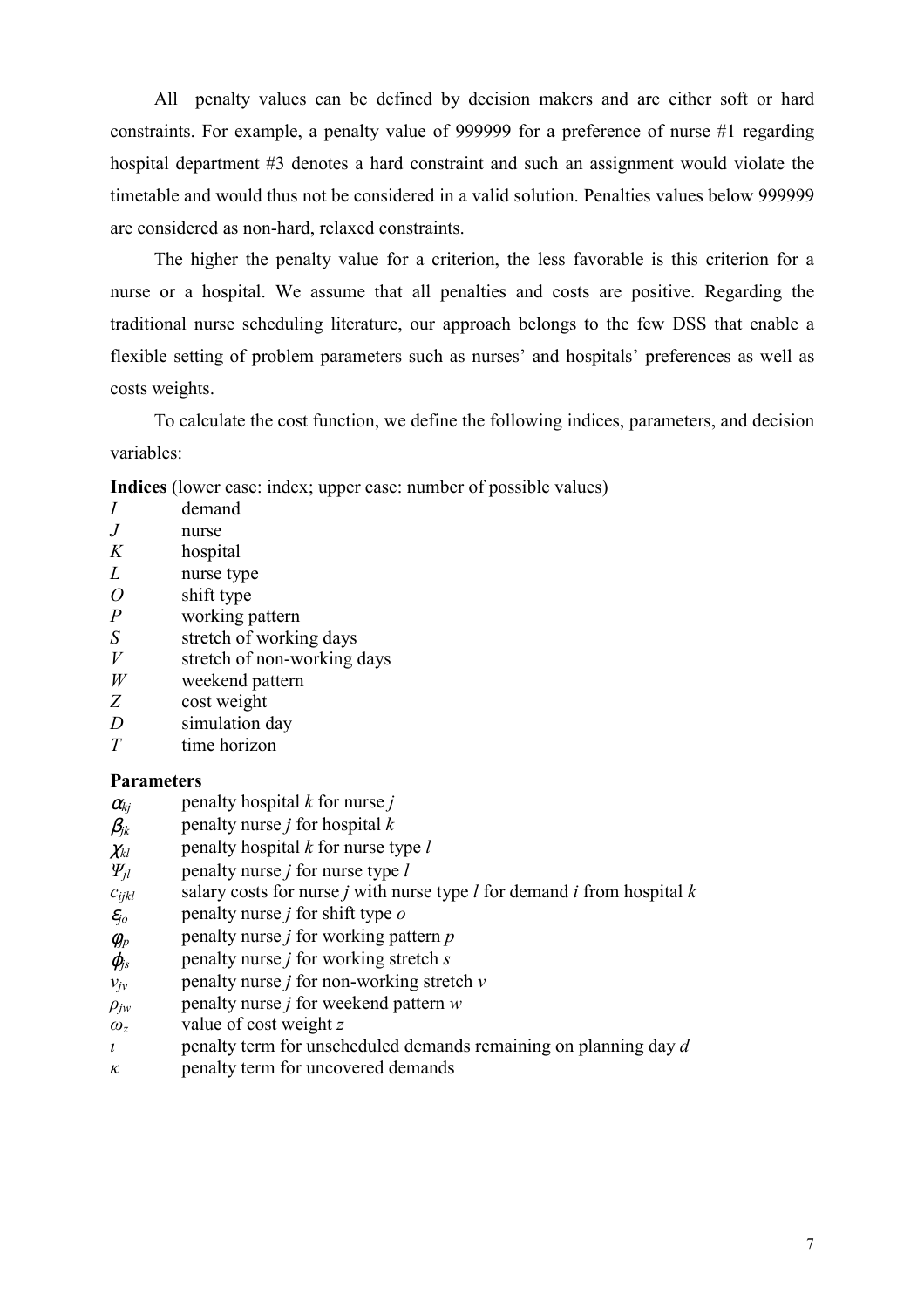All penalty values can be defined by decision makers and are either soft or hard constraints. For example, a penalty value of 999999 for a preference of nurse #1 regarding hospital department #3 denotes a hard constraint and such an assignment would violate the timetable and would thus not be considered in a valid solution. Penalties values below 999999 are considered as non-hard, relaxed constraints.

The higher the penalty value for a criterion, the less favorable is this criterion for a nurse or a hospital. We assume that all penalties and costs are positive. Regarding the traditional nurse scheduling literature, our approach belongs to the few DSS that enable a flexible setting of problem parameters such as nurses' and hospitals' preferences as well as costs weights.

To calculate the cost function, we define the following indices, parameters, and decision variables:

**Indices** (lower case: index; upper case: number of possible values)

| | |
|---|---|
| $I$ | demand |
| $J$ | nurse |
| $K$ | hospital |
| $L$ | nurse type |
| $O$ | shift type |
| $P$ | working pattern |
| $S$ | stretch of working days |
| $V$ | stretch of non-working days |
| $W$ | weekend pattern |
| $Z$ | cost weight |
| $D$ | simulation day |
| $T$ | time horizon |

**Parameters**

| | |
|---|---|
| $\alpha_{kj}$ | penalty hospital $k$ for nurse $j$ |
| $\beta_{jk}$ | penalty nurse $j$ for hospital $k$ |
| $\chi_{kl}$ | penalty hospital $k$ for nurse type $l$ |
| $\Psi_{jl}$ | penalty nurse $j$ for nurse type $l$ |
| $c_{ijkl}$ | salary costs for nurse $j$ with nurse type $l$ for demand $i$ from hospital $k$ |
| $\varepsilon_{jo}$ | penalty nurse $j$ for shift type $o$ |
| $\phi_{jp}$ | penalty nurse $j$ for working pattern $p$ |
| $\varphi_{js}$ | penalty nurse $j$ for working stretch $s$ |
| $v_{jv}$ | penalty nurse $j$ for non-working stretch $v$ |
| $\rho_{jw}$ | penalty nurse $j$ for weekend pattern $w$ |
| $\omega_z$ | value of cost weight $z$ |
| $\iota$ | penalty term for unscheduled demands remaining on planning day $d$ |
| $\kappa$ | penalty term for uncovered demands |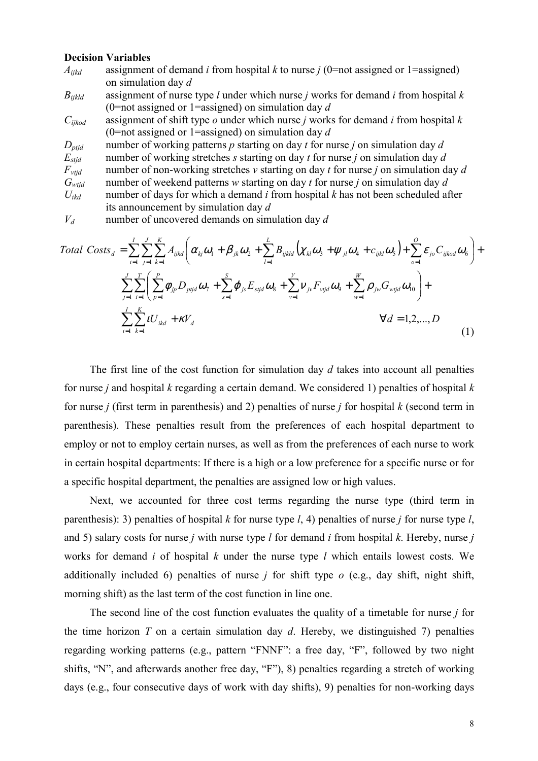**Decision Variables**

- $A_{ijkd}$ assignment of demand *i* from hospital *k* to nurse *j* (0=not assigned or 1=assigned) on simulation day *d*
- $B_{ijkld}$ assignment of nurse type *l* under which nurse *j* works for demand *i* from hospital *k* (0=not assigned or 1=assigned) on simulation day *d*
- $C_{ijkod}$ assignment of shift type *o* under which nurse *j* works for demand *i* from hospital *k* (0=not assigned or 1=assigned) on simulation day *d*
- $D_{ptjd}$ number of working patterns *p* starting on day *t* for nurse *j* on simulation day *d*
- $E_{stjd}$ number of working stretches *s* starting on day *t* for nurse *j* on simulation day *d*
- $F_{vtjd}$ number of non-working stretches *v* starting on day *t* for nurse *j* on simulation day *d*
- $G_{wtjd}$ number of weekend patterns *w* starting on day *t* for nurse *j* on simulation day *d*
- $U_{ikd}$ number of days for which a demand *i* from hospital *k* has not been scheduled after its announcement by simulation day *d*
- $V_d$ number of uncovered demands on simulation day *d*

$$
\begin{aligned}
Total\ Costs_d = & \sum_{i=1}^{I}\sum_{j=1}^{J}\sum_{k=1}^{K} A_{ijkd}\left(\alpha_{kj}\omega_1 + \beta_{jk}\omega_2 + \sum_{l=1}^{L} B_{ijkld}\left(\chi_{kl}\omega_3 + \psi_{jl}\omega_4 + c_{ijkl}\omega_5\right) + \sum_{o=1}^{O}\varepsilon_{jo}C_{ijkod}\omega_6\right) + \\
& \sum_{j=1}^{J}\sum_{t=1}^{T}\left(\sum_{p=1}^{P}\varphi_{jp}D_{ptjd}\omega_7 + \sum_{s=1}^{S}\phi_{js}E_{stjd}\omega_8 + \sum_{v=1}^{V}\nu_{jv}F_{vtjd}\omega_9 + \sum_{w=1}^{W}\rho_{jw}G_{wtjd}\omega_{10}\right) + \\
& \sum_{i=1}^{I}\sum_{k=1}^{K}\iota U_{ikd} + \kappa V_d \qquad \forall d = 1,2,...,D
\end{aligned}
\tag{1}
$$

The first line of the cost function for simulation day *d* takes into account all penalties for nurse *j* and hospital *k* regarding a certain demand. We considered 1) penalties of hospital *k* for nurse *j* (first term in parenthesis) and 2) penalties of nurse *j* for hospital *k* (second term in parenthesis). These penalties result from the preferences of each hospital department to employ or not to employ certain nurses, as well as from the preferences of each nurse to work in certain hospital departments: If there is a high or a low preference for a specific nurse or for a specific hospital department, the penalties are assigned low or high values.

Next, we accounted for three cost terms regarding the nurse type (third term in parenthesis): 3) penalties of hospital *k* for nurse type *l*, 4) penalties of nurse *j* for nurse type *l*, and 5) salary costs for nurse *j* with nurse type *l* for demand *i* from hospital *k*. Hereby, nurse *j* works for demand *i* of hospital *k* under the nurse type *l* which entails lowest costs. We additionally included 6) penalties of nurse *j* for shift type *o* (e.g., day shift, night shift, morning shift) as the last term of the cost function in line one.

The second line of the cost function evaluates the quality of a timetable for nurse *j* for the time horizon *T* on a certain simulation day *d*. Hereby, we distinguished 7) penalties regarding working patterns (e.g., pattern "FNNF": a free day, "F", followed by two night shifts, "N", and afterwards another free day, "F"), 8) penalties regarding a stretch of working days (e.g., four consecutive days of work with day shifts), 9) penalties for non-working days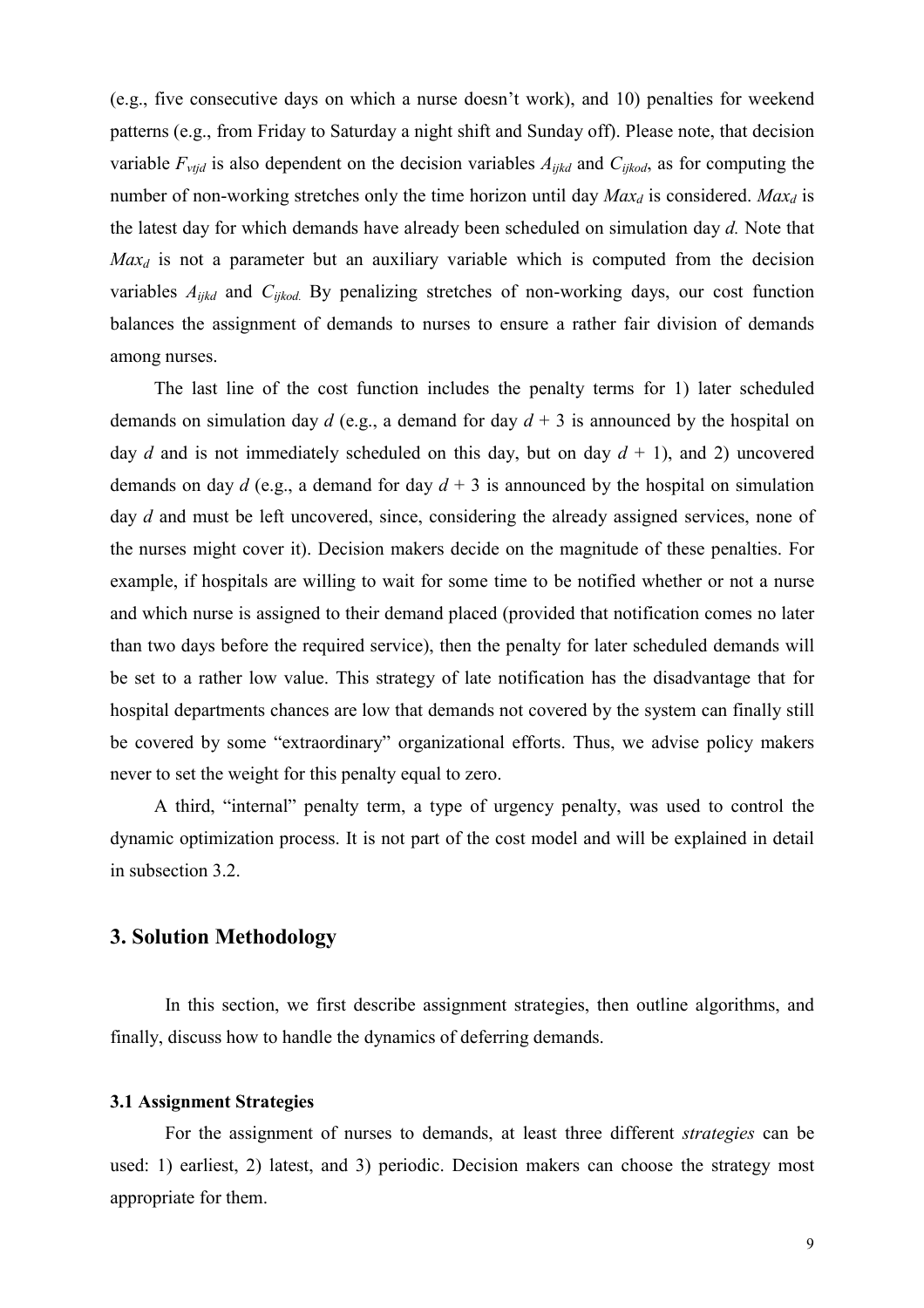(e.g., five consecutive days on which a nurse doesn't work), and 10) penalties for weekend patterns (e.g., from Friday to Saturday a night shift and Sunday off). Please note, that decision variable $F_{vtjd}$ is also dependent on the decision variables $A_{ijkd}$ and $C_{ijkod}$, as for computing the number of non-working stretches only the time horizon until day $Max_d$ is considered. $Max_d$ is the latest day for which demands have already been scheduled on simulation day *d.* Note that $Max_d$ is not a parameter but an auxiliary variable which is computed from the decision variables $A_{ijkd}$ and $C_{ijkod.}$ By penalizing stretches of non-working days, our cost function balances the assignment of demands to nurses to ensure a rather fair division of demands among nurses.

The last line of the cost function includes the penalty terms for 1) later scheduled demands on simulation day $d$ (e.g., a demand for day $d + 3$ is announced by the hospital on day $d$ and is not immediately scheduled on this day, but on day $d + 1$), and 2) uncovered demands on day $d$ (e.g., a demand for day $d + 3$ is announced by the hospital on simulation day $d$ and must be left uncovered, since, considering the already assigned services, none of the nurses might cover it). Decision makers decide on the magnitude of these penalties. For example, if hospitals are willing to wait for some time to be notified whether or not a nurse and which nurse is assigned to their demand placed (provided that notification comes no later than two days before the required service), then the penalty for later scheduled demands will be set to a rather low value. This strategy of late notification has the disadvantage that for hospital departments chances are low that demands not covered by the system can finally still be covered by some "extraordinary" organizational efforts. Thus, we advise policy makers never to set the weight for this penalty equal to zero.

A third, "internal" penalty term, a type of urgency penalty, was used to control the dynamic optimization process. It is not part of the cost model and will be explained in detail in subsection 3.2.

## 3. Solution Methodology

In this section, we first describe assignment strategies, then outline algorithms, and finally, discuss how to handle the dynamics of deferring demands.

### 3.1 Assignment Strategies

For the assignment of nurses to demands, at least three different *strategies* can be used: 1) earliest, 2) latest, and 3) periodic. Decision makers can choose the strategy most appropriate for them.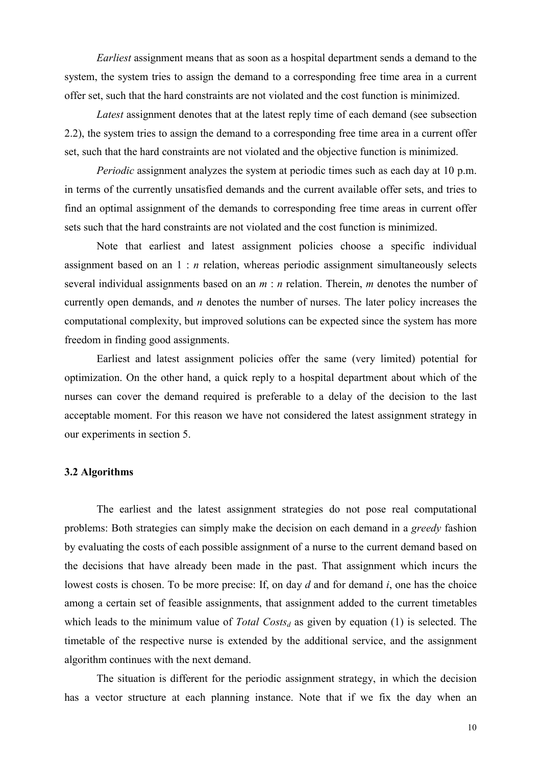*Earliest* assignment means that as soon as a hospital department sends a demand to the system, the system tries to assign the demand to a corresponding free time area in a current offer set, such that the hard constraints are not violated and the cost function is minimized.

*Latest* assignment denotes that at the latest reply time of each demand (see subsection 2.2), the system tries to assign the demand to a corresponding free time area in a current offer set, such that the hard constraints are not violated and the objective function is minimized.

*Periodic* assignment analyzes the system at periodic times such as each day at 10 p.m. in terms of the currently unsatisfied demands and the current available offer sets, and tries to find an optimal assignment of the demands to corresponding free time areas in current offer sets such that the hard constraints are not violated and the cost function is minimized.

Note that earliest and latest assignment policies choose a specific individual assignment based on an $1 : n$ relation, whereas periodic assignment simultaneously selects several individual assignments based on an $m : n$ relation. Therein, $m$ denotes the number of currently open demands, and $n$ denotes the number of nurses. The later policy increases the computational complexity, but improved solutions can be expected since the system has more freedom in finding good assignments.

Earliest and latest assignment policies offer the same (very limited) potential for optimization. On the other hand, a quick reply to a hospital department about which of the nurses can cover the demand required is preferable to a delay of the decision to the last acceptable moment. For this reason we have not considered the latest assignment strategy in our experiments in section 5.

### 3.2 Algorithms

The earliest and the latest assignment strategies do not pose real computational problems: Both strategies can simply make the decision on each demand in a *greedy* fashion by evaluating the costs of each possible assignment of a nurse to the current demand based on the decisions that have already been made in the past. That assignment which incurs the lowest costs is chosen. To be more precise: If, on day $d$ and for demand $i$, one has the choice among a certain set of feasible assignments, that assignment added to the current timetables which leads to the minimum value of $Total\ Costs_d$ as given by equation (1) is selected. The timetable of the respective nurse is extended by the additional service, and the assignment algorithm continues with the next demand.

The situation is different for the periodic assignment strategy, in which the decision has a vector structure at each planning instance. Note that if we fix the day when an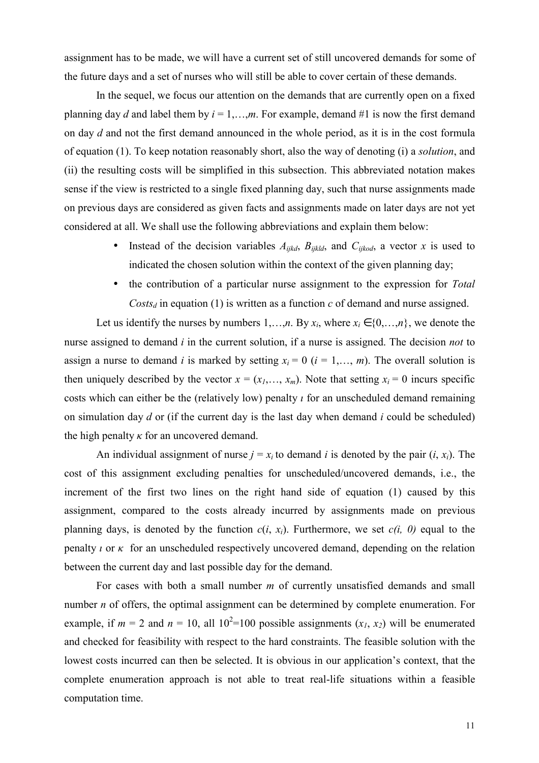assignment has to be made, we will have a current set of still uncovered demands for some of the future days and a set of nurses who will still be able to cover certain of these demands.

In the sequel, we focus our attention on the demands that are currently open on a fixed planning day $d$ and label them by $i = 1,\ldots,m$. For example, demand #1 is now the first demand on day $d$ and not the first demand announced in the whole period, as it is in the cost formula of equation (1). To keep notation reasonably short, also the way of denoting (i) a *solution*, and (ii) the resulting costs will be simplified in this subsection. This abbreviated notation makes sense if the view is restricted to a single fixed planning day, such that nurse assignments made on previous days are considered as given facts and assignments made on later days are not yet considered at all. We shall use the following abbreviations and explain them below:

- Instead of the decision variables $A_{ijkd}$, $B_{ijkld}$, and $C_{ijkod}$, a vector $x$ is used to indicated the chosen solution within the context of the given planning day;
- the contribution of a particular nurse assignment to the expression for *Total Costs*$_d$ in equation (1) is written as a function $c$ of demand and nurse assigned.

Let us identify the nurses by numbers $1,\ldots,n$. By $x_i$, where $x_i \in \{0,\ldots,n\}$, we denote the nurse assigned to demand $i$ in the current solution, if a nurse is assigned. The decision *not* to assign a nurse to demand $i$ is marked by setting $x_i = 0$ ($i = 1,\ldots, m$). The overall solution is then uniquely described by the vector $x = (x_1,\ldots, x_m)$. Note that setting $x_i = 0$ incurs specific costs which can either be the (relatively low) penalty $\iota$ for an unscheduled demand remaining on simulation day $d$ or (if the current day is the last day when demand $i$ could be scheduled) the high penalty $\kappa$ for an uncovered demand.

An individual assignment of nurse $j = x_i$ to demand $i$ is denoted by the pair $(i, x_i)$. The cost of this assignment excluding penalties for unscheduled/uncovered demands, i.e., the increment of the first two lines on the right hand side of equation (1) caused by this assignment, compared to the costs already incurred by assignments made on previous planning days, is denoted by the function $c(i, x_i)$. Furthermore, we set $c(i, 0)$ equal to the penalty $\iota$ or $\kappa$ for an unscheduled respectively uncovered demand, depending on the relation between the current day and last possible day for the demand.

For cases with both a small number $m$ of currently unsatisfied demands and small number $n$ of offers, the optimal assignment can be determined by complete enumeration. For example, if $m = 2$ and $n = 10$, all $10^2$=100 possible assignments $(x_1, x_2)$ will be enumerated and checked for feasibility with respect to the hard constraints. The feasible solution with the lowest costs incurred can then be selected. It is obvious in our application's context, that the complete enumeration approach is not able to treat real-life situations within a feasible computation time.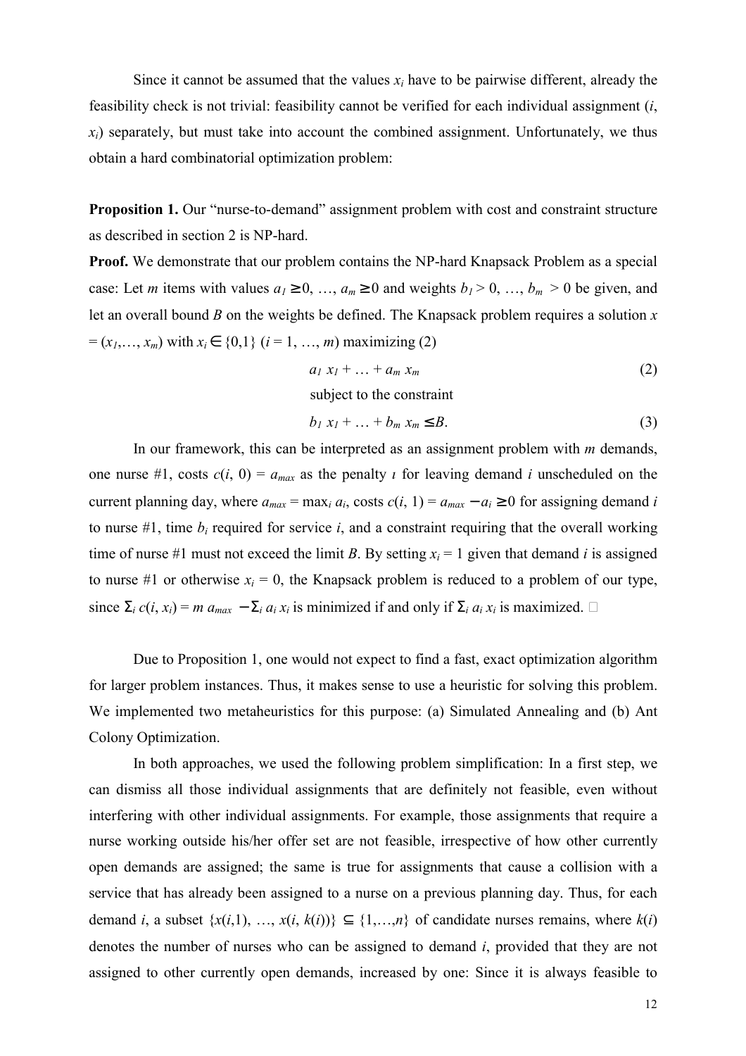Since it cannot be assumed that the values $x_i$ have to be pairwise different, already the feasibility check is not trivial: feasibility cannot be verified for each individual assignment ($i$, $x_i$) separately, but must take into account the combined assignment. Unfortunately, we thus obtain a hard combinatorial optimization problem:

**Proposition 1.** Our "nurse-to-demand" assignment problem with cost and constraint structure as described in section 2 is NP-hard.

**Proof.** We demonstrate that our problem contains the NP-hard Knapsack Problem as a special case: Let $m$ items with values $a_1 \geq 0, \ldots, a_m \geq 0$ and weights $b_1 > 0, \ldots, b_m > 0$ be given, and let an overall bound $B$ on the weights be defined. The Knapsack problem requires a solution $x = (x_1, \ldots, x_m)$ with $x_i \in \{0,1\}$ ($i = 1, \ldots, m$) maximizing (2)

$$a_1 x_1 + \ldots + a_m x_m \tag{2}$$

subject to the constraint

$$b_1 x_1 + \ldots + b_m x_m \leq B. \tag{3}$$

In our framework, this can be interpreted as an assignment problem with $m$ demands, one nurse #1, costs $c(i, 0) = a_{max}$ as the penalty $\iota$ for leaving demand $i$ unscheduled on the current planning day, where $a_{max} = \max_i a_i$, costs $c(i, 1) = a_{max} - a_i \geq 0$ for assigning demand $i$ to nurse #1, time $b_i$ required for service $i$, and a constraint requiring that the overall working time of nurse #1 must not exceed the limit $B$. By setting $x_i = 1$ given that demand $i$ is assigned to nurse #1 or otherwise $x_i = 0$, the Knapsack problem is reduced to a problem of our type, since $\Sigma_i\, c(i, x_i) = m\, a_{max} - \Sigma_i\, a_i x_i$ is minimized if and only if $\Sigma_i\, a_i x_i$ is maximized. □

Due to Proposition 1, one would not expect to find a fast, exact optimization algorithm for larger problem instances. Thus, it makes sense to use a heuristic for solving this problem. We implemented two metaheuristics for this purpose: (a) Simulated Annealing and (b) Ant Colony Optimization.

In both approaches, we used the following problem simplification: In a first step, we can dismiss all those individual assignments that are definitely not feasible, even without interfering with other individual assignments. For example, those assignments that require a nurse working outside his/her offer set are not feasible, irrespective of how other currently open demands are assigned; the same is true for assignments that cause a collision with a service that has already been assigned to a nurse on a previous planning day. Thus, for each demand $i$, a subset $\{x(i,1), \ldots, x(i, k(i))\} \subseteq \{1,\ldots,n\}$ of candidate nurses remains, where $k(i)$ denotes the number of nurses who can be assigned to demand $i$, provided that they are not assigned to other currently open demands, increased by one: Since it is always feasible to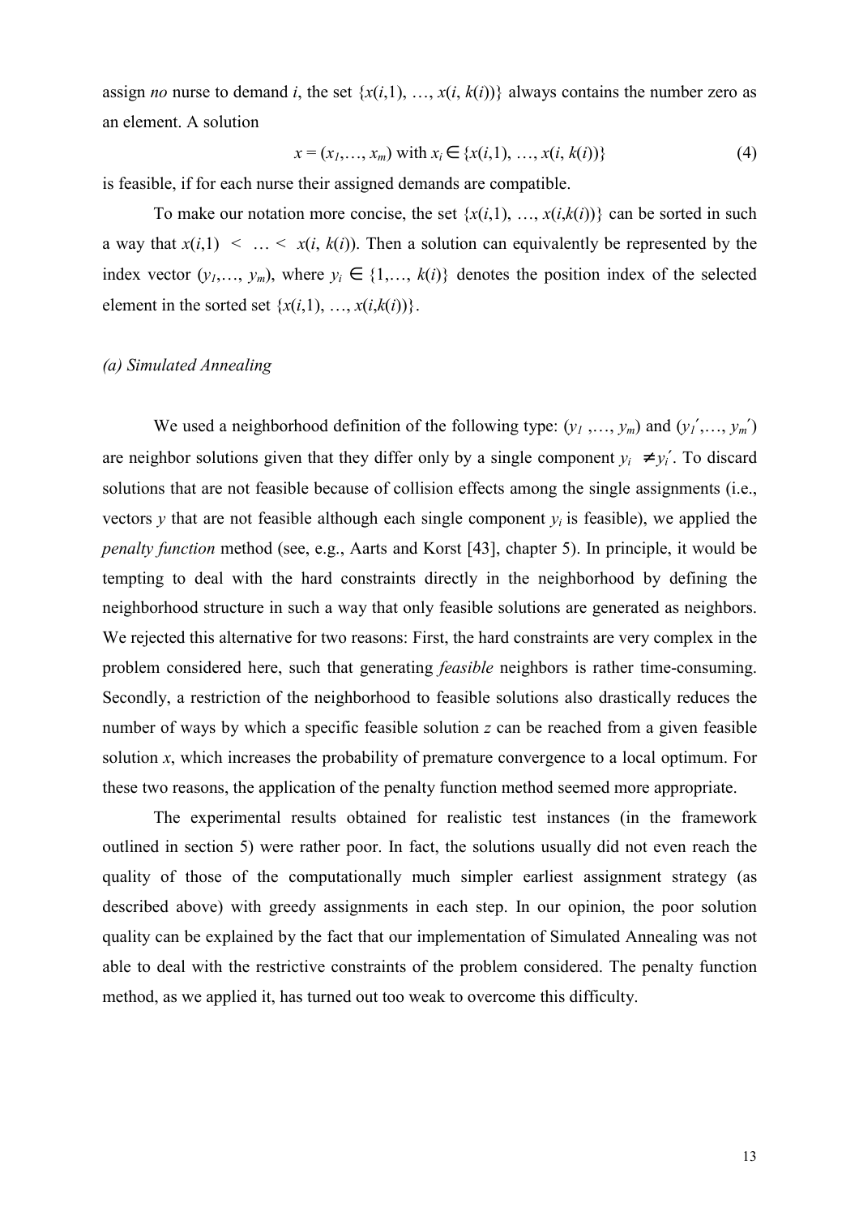assign *no* nurse to demand $i$, the set $\{x(i,1), \ldots, x(i, k(i))\}$ always contains the number zero as an element. A solution

$$x = (x_1, \ldots, x_m) \text{ with } x_i \in \{x(i,1), \ldots, x(i, k(i))\} \tag{4}$$

is feasible, if for each nurse their assigned demands are compatible.

To make our notation more concise, the set $\{x(i,1), \ldots, x(i,k(i))\}$ can be sorted in such a way that $x(i,1) < \ldots < x(i, k(i))$. Then a solution can equivalently be represented by the index vector $(y_1, \ldots, y_m)$, where $y_i \in \{1, \ldots, k(i)\}$ denotes the position index of the selected element in the sorted set $\{x(i,1), \ldots, x(i,k(i))\}$.

### *(a) Simulated Annealing*

We used a neighborhood definition of the following type: $(y_1, \ldots, y_m)$ and $(y_1', \ldots, y_m')$ are neighbor solutions given that they differ only by a single component $y_i \neq y_i'$. To discard solutions that are not feasible because of collision effects among the single assignments (i.e., vectors $y$ that are not feasible although each single component $y_i$ is feasible), we applied the *penalty function* method (see, e.g., Aarts and Korst [43], chapter 5). In principle, it would be tempting to deal with the hard constraints directly in the neighborhood by defining the neighborhood structure in such a way that only feasible solutions are generated as neighbors. We rejected this alternative for two reasons: First, the hard constraints are very complex in the problem considered here, such that generating *feasible* neighbors is rather time-consuming. Secondly, a restriction of the neighborhood to feasible solutions also drastically reduces the number of ways by which a specific feasible solution $z$ can be reached from a given feasible solution $x$, which increases the probability of premature convergence to a local optimum. For these two reasons, the application of the penalty function method seemed more appropriate.

The experimental results obtained for realistic test instances (in the framework outlined in section 5) were rather poor. In fact, the solutions usually did not even reach the quality of those of the computationally much simpler earliest assignment strategy (as described above) with greedy assignments in each step. In our opinion, the poor solution quality can be explained by the fact that our implementation of Simulated Annealing was not able to deal with the restrictive constraints of the problem considered. The penalty function method, as we applied it, has turned out too weak to overcome this difficulty.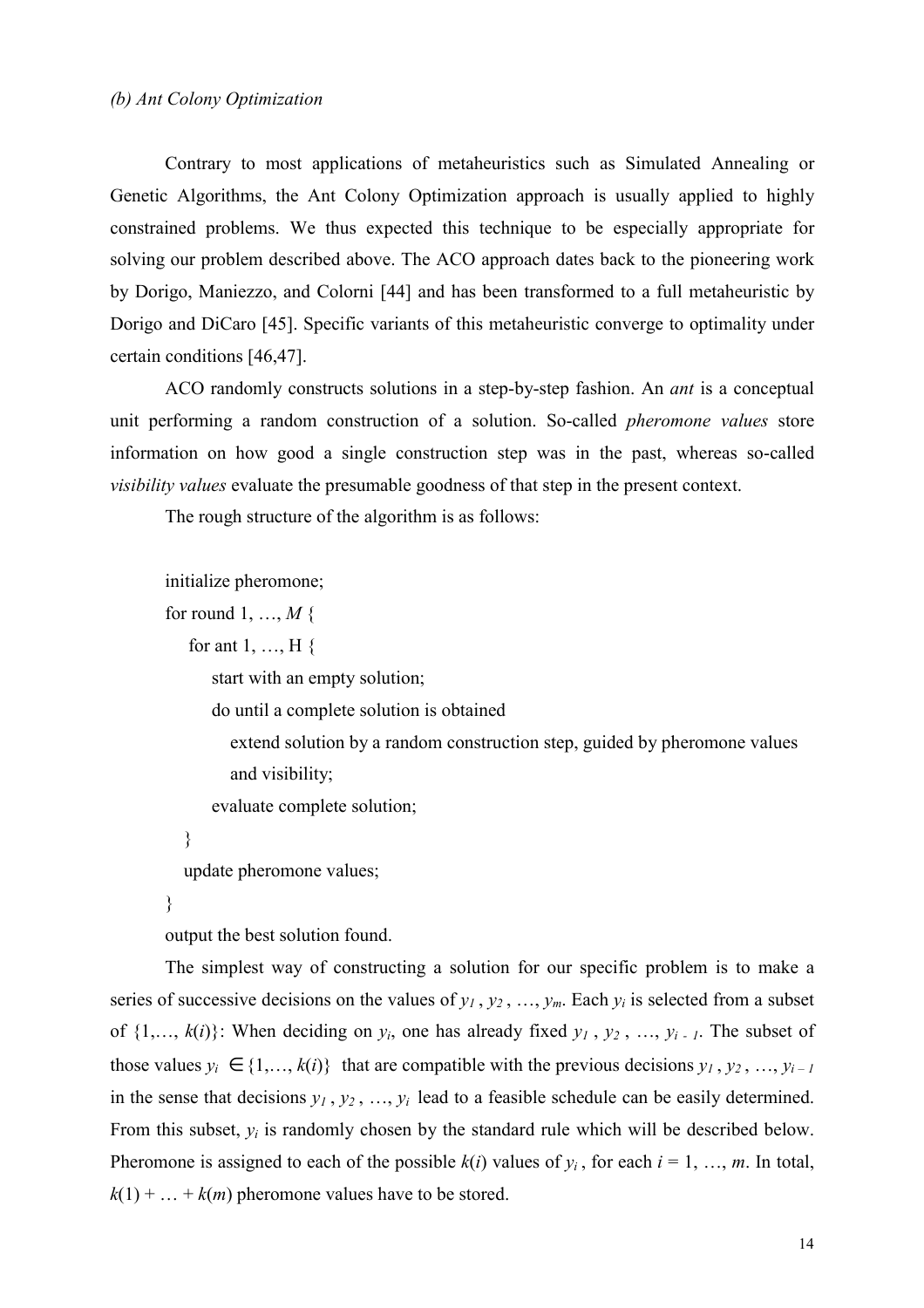*(b) Ant Colony Optimization*

Contrary to most applications of metaheuristics such as Simulated Annealing or Genetic Algorithms, the Ant Colony Optimization approach is usually applied to highly constrained problems. We thus expected this technique to be especially appropriate for solving our problem described above. The ACO approach dates back to the pioneering work by Dorigo, Maniezzo, and Colorni [44] and has been transformed to a full metaheuristic by Dorigo and DiCaro [45]. Specific variants of this metaheuristic converge to optimality under certain conditions [46,47].

ACO randomly constructs solutions in a step-by-step fashion. An *ant* is a conceptual unit performing a random construction of a solution. So-called *pheromone values* store information on how good a single construction step was in the past, whereas so-called *visibility values* evaluate the presumable goodness of that step in the present context.

The rough structure of the algorithm is as follows:

```
initialize pheromone;
for round 1, …, M {
    for ant 1, …, H {
        start with an empty solution;
        do until a complete solution is obtained
            extend solution by a random construction step, guided by pheromone values
            and visibility;
        evaluate complete solution;
    }
    update pheromone values;
}
output the best solution found.
```

The simplest way of constructing a solution for our specific problem is to make a series of successive decisions on the values of $y_1$, $y_2$, …, $y_m$. Each $y_i$ is selected from a subset of $\{1,…, k(i)\}$: When deciding on $y_i$, one has already fixed $y_1$, $y_2$, …, $y_{i-1}$. The subset of those values $y_i \in \{1,…, k(i)\}$ that are compatible with the previous decisions $y_1$, $y_2$, …, $y_{i-1}$ in the sense that decisions $y_1$, $y_2$, …, $y_i$ lead to a feasible schedule can be easily determined. From this subset, $y_i$ is randomly chosen by the standard rule which will be described below. Pheromone is assigned to each of the possible $k(i)$ values of $y_i$, for each $i = 1, …, m$. In total, $k(1) + … + k(m)$ pheromone values have to be stored.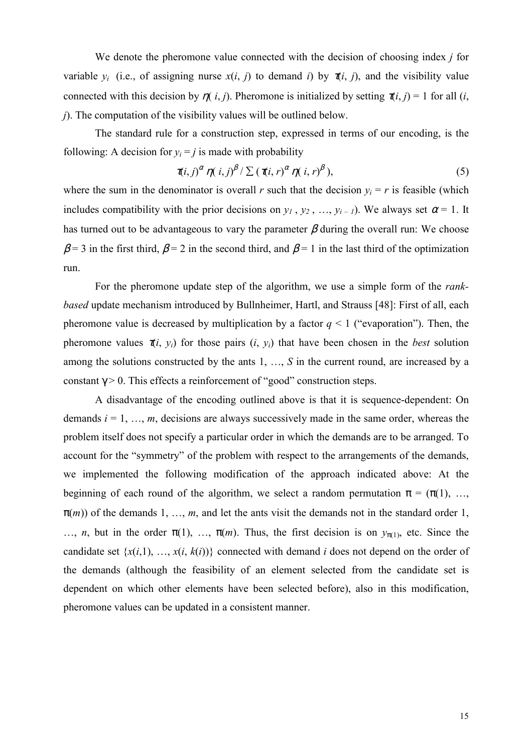We denote the pheromone value connected with the decision of choosing index $j$ for variable $y_i$ (i.e., of assigning nurse $x(i, j)$ to demand $i$) by $\tau(i, j)$, and the visibility value connected with this decision by $\eta(i, j)$. Pheromone is initialized by setting $\tau(i, j) = 1$ for all $(i, j)$. The computation of the visibility values will be outlined below.

The standard rule for a construction step, expressed in terms of our encoding, is the following: A decision for $y_i = j$ is made with probability

$$\tau(i, j)^{\alpha} \, \eta(i, j)^{\beta} / \sum \left( \tau(i, r)^{\alpha} \, \eta(i, r)^{\beta} \right), \tag{5}$$

where the sum in the denominator is overall $r$ such that the decision $y_i = r$ is feasible (which includes compatibility with the prior decisions on $y_1, y_2, \ldots, y_{i-1}$). We always set $\alpha = 1$. It has turned out to be advantageous to vary the parameter $\beta$ during the overall run: We choose $\beta = 3$ in the first third, $\beta = 2$ in the second third, and $\beta = 1$ in the last third of the optimization run.

For the pheromone update step of the algorithm, we use a simple form of the *rank-based* update mechanism introduced by Bullnheimer, Hartl, and Strauss [48]: First of all, each pheromone value is decreased by multiplication by a factor $q < 1$ ("evaporation"). Then, the pheromone values $\tau(i, y_i)$ for those pairs $(i, y_i)$ that have been chosen in the *best* solution among the solutions constructed by the ants $1, \ldots, S$ in the current round, are increased by a constant $\gamma > 0$. This effects a reinforcement of "good" construction steps.

A disadvantage of the encoding outlined above is that it is sequence-dependent: On demands $i = 1, \ldots, m$, decisions are always successively made in the same order, whereas the problem itself does not specify a particular order in which the demands are to be arranged. To account for the "symmetry" of the problem with respect to the arrangements of the demands, we implemented the following modification of the approach indicated above: At the beginning of each round of the algorithm, we select a random permutation $\pi = (\pi(1), \ldots, \pi(m))$ of the demands $1, \ldots, m$, and let the ants visit the demands not in the standard order $1, \ldots, n$, but in the order $\pi(1), \ldots, \pi(m)$. Thus, the first decision is on $y_{\pi(1)}$, etc. Since the candidate set $\{x(i,1), \ldots, x(i, k(i))\}$ connected with demand $i$ does not depend on the order of the demands (although the feasibility of an element selected from the candidate set is dependent on which other elements have been selected before), also in this modification, pheromone values can be updated in a consistent manner.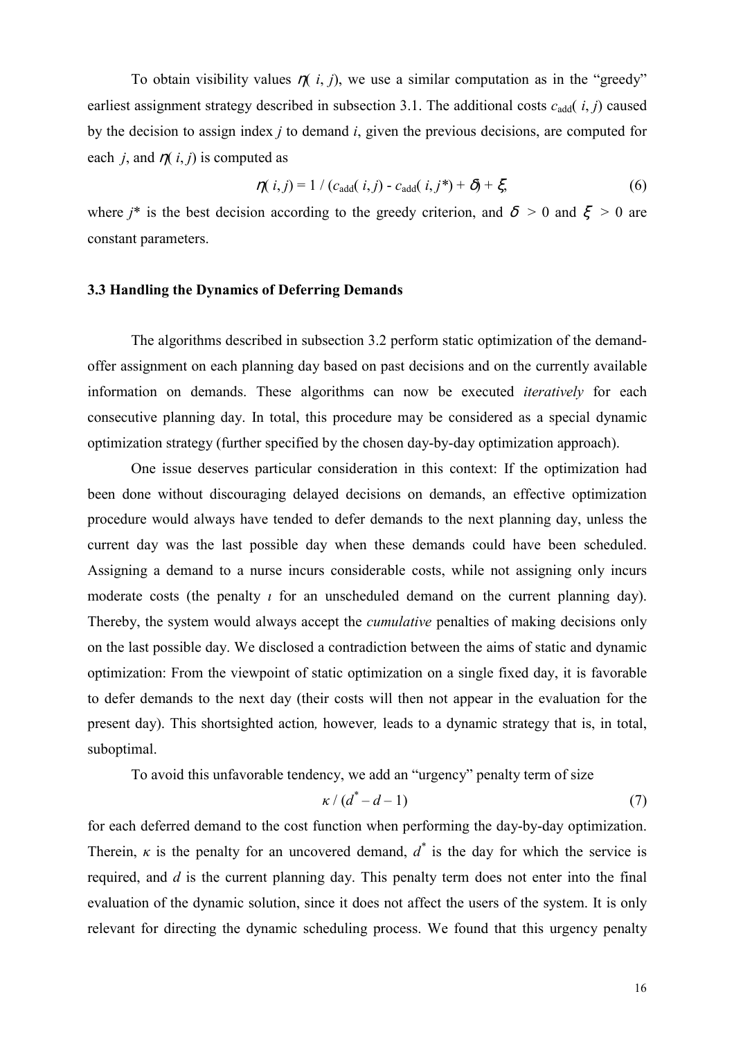To obtain visibility values $\eta(i, j)$, we use a similar computation as in the "greedy" earliest assignment strategy described in subsection 3.1. The additional costs $c_{\text{add}}(i, j)$ caused by the decision to assign index $j$ to demand $i$, given the previous decisions, are computed for each $j$, and $\eta(i, j)$ is computed as

$$\eta(i, j) = 1 / (c_{\text{add}}(i, j) - c_{\text{add}}(i, j^*) + \delta) + \xi, \tag{6}$$

where $j^*$ is the best decision according to the greedy criterion, and $\delta > 0$ and $\xi > 0$ are constant parameters.

### 3.3 Handling the Dynamics of Deferring Demands

The algorithms described in subsection 3.2 perform static optimization of the demand-offer assignment on each planning day based on past decisions and on the currently available information on demands. These algorithms can now be executed *iteratively* for each consecutive planning day. In total, this procedure may be considered as a special dynamic optimization strategy (further specified by the chosen day-by-day optimization approach).

One issue deserves particular consideration in this context: If the optimization had been done without discouraging delayed decisions on demands, an effective optimization procedure would always have tended to defer demands to the next planning day, unless the current day was the last possible day when these demands could have been scheduled. Assigning a demand to a nurse incurs considerable costs, while not assigning only incurs moderate costs (the penalty $\iota$ for an unscheduled demand on the current planning day). Thereby, the system would always accept the *cumulative* penalties of making decisions only on the last possible day. We disclosed a contradiction between the aims of static and dynamic optimization: From the viewpoint of static optimization on a single fixed day, it is favorable to defer demands to the next day (their costs will then not appear in the evaluation for the present day). This shortsighted action, however, leads to a dynamic strategy that is, in total, suboptimal.

To avoid this unfavorable tendency, we add an "urgency" penalty term of size

$$\kappa / (d^* - d - 1) \tag{7}$$

for each deferred demand to the cost function when performing the day-by-day optimization. Therein, $\kappa$ is the penalty for an uncovered demand, $d^*$ is the day for which the service is required, and $d$ is the current planning day. This penalty term does not enter into the final evaluation of the dynamic solution, since it does not affect the users of the system. It is only relevant for directing the dynamic scheduling process. We found that this urgency penalty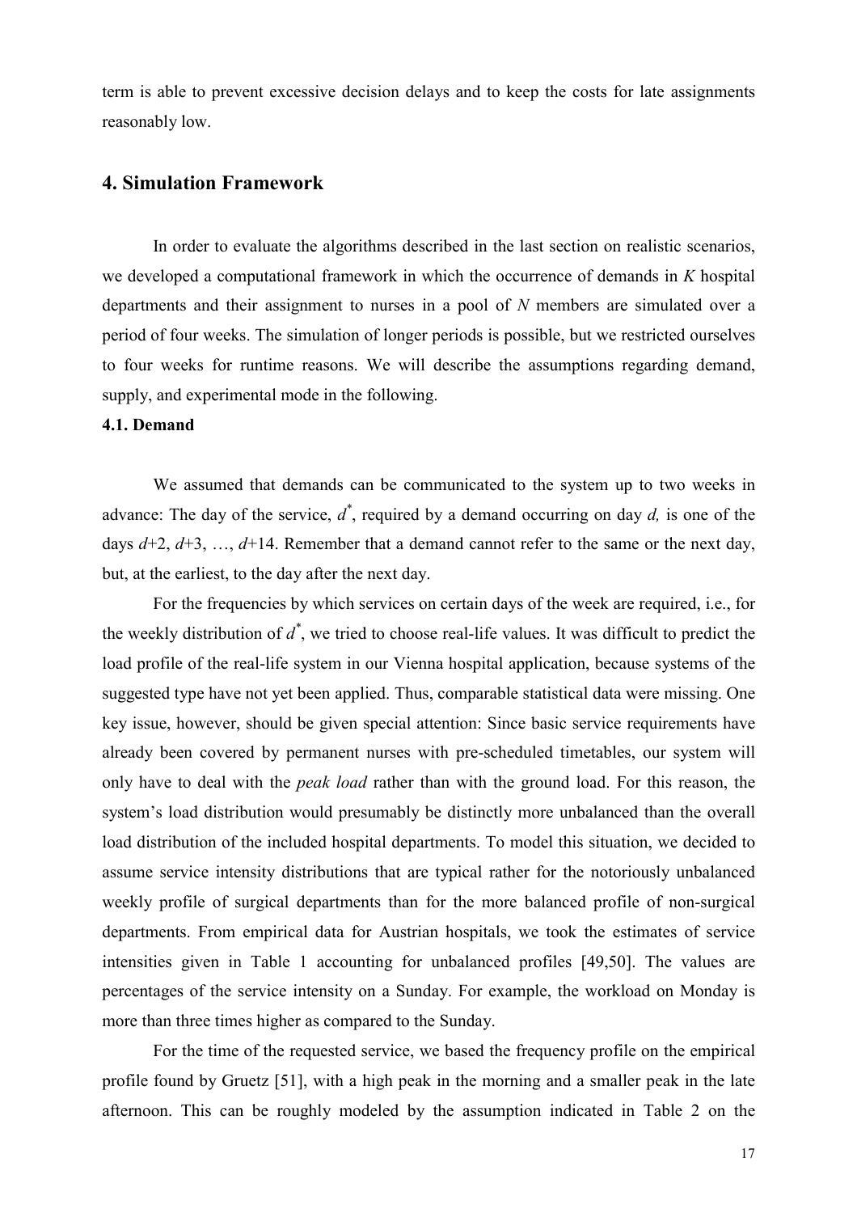term is able to prevent excessive decision delays and to keep the costs for late assignments reasonably low.

## 4. Simulation Framework

In order to evaluate the algorithms described in the last section on realistic scenarios, we developed a computational framework in which the occurrence of demands in *K* hospital departments and their assignment to nurses in a pool of *N* members are simulated over a period of four weeks. The simulation of longer periods is possible, but we restricted ourselves to four weeks for runtime reasons. We will describe the assumptions regarding demand, supply, and experimental mode in the following.

### 4.1. Demand

We assumed that demands can be communicated to the system up to two weeks in advance: The day of the service, $d^*$, required by a demand occurring on day $d$, is one of the days $d+2$, $d+3$, …, $d+14$. Remember that a demand cannot refer to the same or the next day, but, at the earliest, to the day after the next day.

For the frequencies by which services on certain days of the week are required, i.e., for the weekly distribution of $d^*$, we tried to choose real-life values. It was difficult to predict the load profile of the real-life system in our Vienna hospital application, because systems of the suggested type have not yet been applied. Thus, comparable statistical data were missing. One key issue, however, should be given special attention: Since basic service requirements have already been covered by permanent nurses with pre-scheduled timetables, our system will only have to deal with the *peak load* rather than with the ground load. For this reason, the system's load distribution would presumably be distinctly more unbalanced than the overall load distribution of the included hospital departments. To model this situation, we decided to assume service intensity distributions that are typical rather for the notoriously unbalanced weekly profile of surgical departments than for the more balanced profile of non-surgical departments. From empirical data for Austrian hospitals, we took the estimates of service intensities given in Table 1 accounting for unbalanced profiles [49,50]. The values are percentages of the service intensity on a Sunday. For example, the workload on Monday is more than three times higher as compared to the Sunday.

For the time of the requested service, we based the frequency profile on the empirical profile found by Gruetz [51], with a high peak in the morning and a smaller peak in the late afternoon. This can be roughly modeled by the assumption indicated in Table 2 on the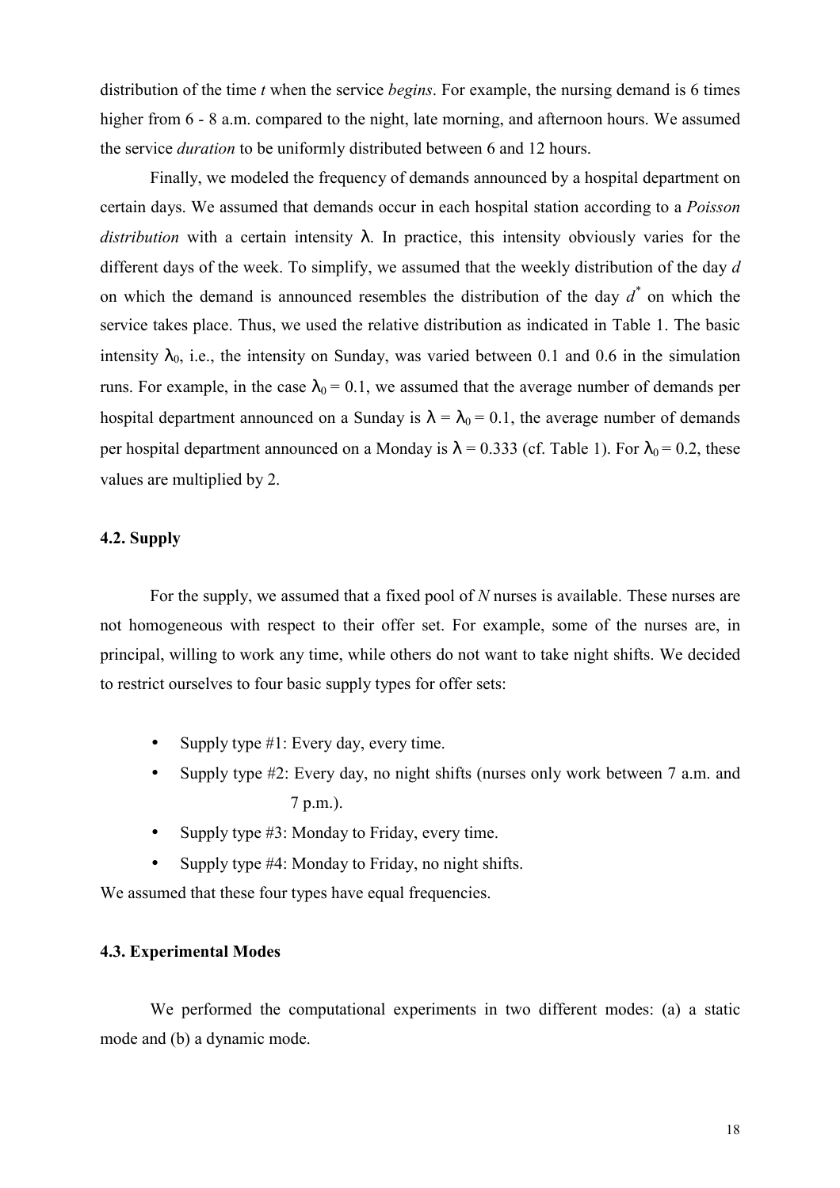distribution of the time *t* when the service *begins*. For example, the nursing demand is 6 times higher from 6 - 8 a.m. compared to the night, late morning, and afternoon hours. We assumed the service *duration* to be uniformly distributed between 6 and 12 hours.

Finally, we modeled the frequency of demands announced by a hospital department on certain days. We assumed that demands occur in each hospital station according to a *Poisson distribution* with a certain intensity $\lambda$. In practice, this intensity obviously varies for the different days of the week. To simplify, we assumed that the weekly distribution of the day *d* on which the demand is announced resembles the distribution of the day $d^*$ on which the service takes place. Thus, we used the relative distribution as indicated in Table 1. The basic intensity $\lambda_0$, i.e., the intensity on Sunday, was varied between 0.1 and 0.6 in the simulation runs. For example, in the case $\lambda_0 = 0.1$, we assumed that the average number of demands per hospital department announced on a Sunday is $\lambda = \lambda_0 = 0.1$, the average number of demands per hospital department announced on a Monday is $\lambda = 0.333$ (cf. Table 1). For $\lambda_0 = 0.2$, these values are multiplied by 2.

### 4.2. Supply

For the supply, we assumed that a fixed pool of *N* nurses is available. These nurses are not homogeneous with respect to their offer set. For example, some of the nurses are, in principal, willing to work any time, while others do not want to take night shifts. We decided to restrict ourselves to four basic supply types for offer sets:

- Supply type #1: Every day, every time.
- Supply type #2: Every day, no night shifts (nurses only work between 7 a.m. and 7 p.m.).
- Supply type #3: Monday to Friday, every time.
- Supply type #4: Monday to Friday, no night shifts.

We assumed that these four types have equal frequencies.

### 4.3. Experimental Modes

We performed the computational experiments in two different modes: (a) a static mode and (b) a dynamic mode.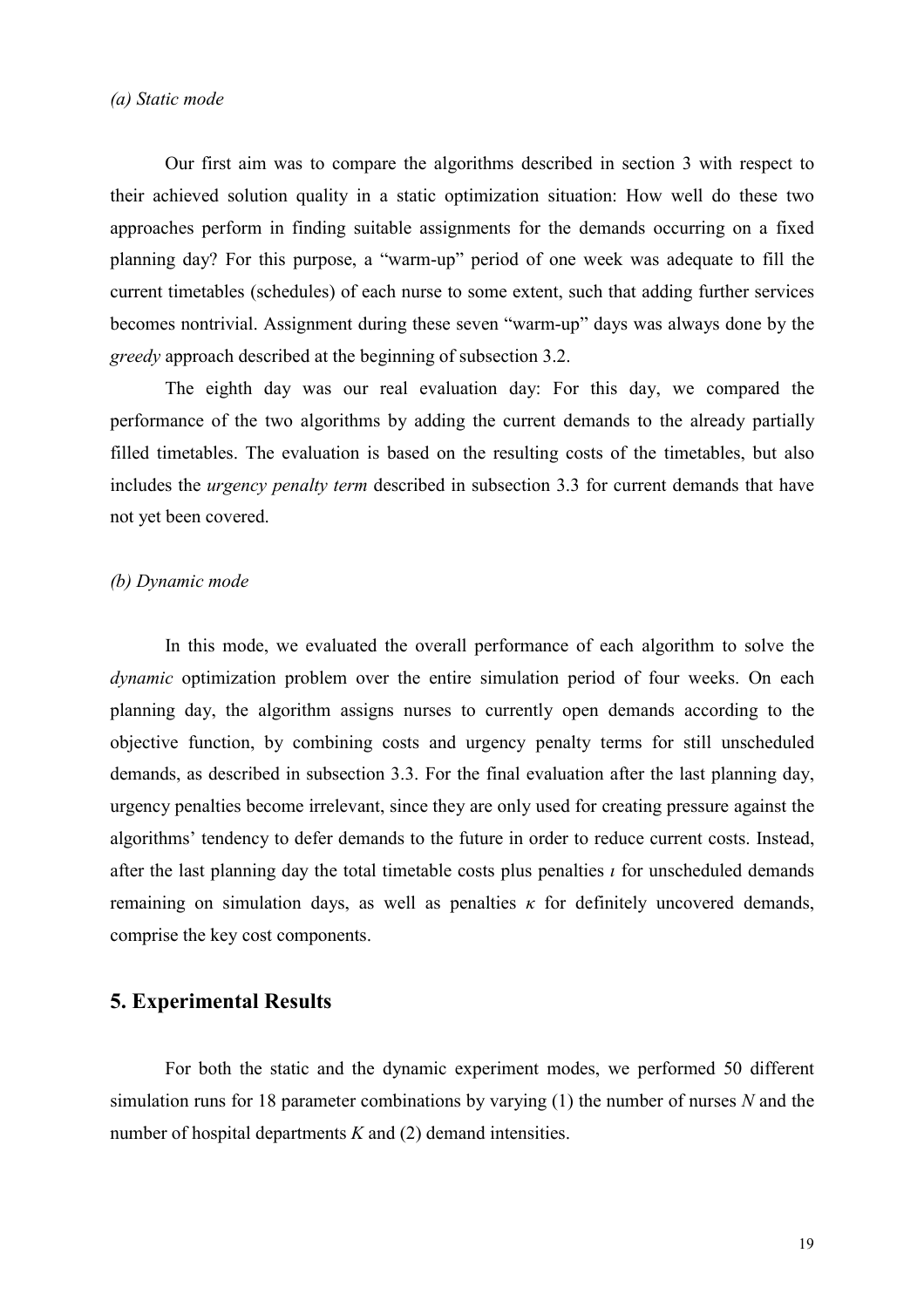*(a) Static mode*

Our first aim was to compare the algorithms described in section 3 with respect to their achieved solution quality in a static optimization situation: How well do these two approaches perform in finding suitable assignments for the demands occurring on a fixed planning day? For this purpose, a "warm-up" period of one week was adequate to fill the current timetables (schedules) of each nurse to some extent, such that adding further services becomes nontrivial. Assignment during these seven "warm-up" days was always done by the *greedy* approach described at the beginning of subsection 3.2.

The eighth day was our real evaluation day: For this day, we compared the performance of the two algorithms by adding the current demands to the already partially filled timetables. The evaluation is based on the resulting costs of the timetables, but also includes the *urgency penalty term* described in subsection 3.3 for current demands that have not yet been covered.

*(b) Dynamic mode*

In this mode, we evaluated the overall performance of each algorithm to solve the *dynamic* optimization problem over the entire simulation period of four weeks. On each planning day, the algorithm assigns nurses to currently open demands according to the objective function, by combining costs and urgency penalty terms for still unscheduled demands, as described in subsection 3.3. For the final evaluation after the last planning day, urgency penalties become irrelevant, since they are only used for creating pressure against the algorithms' tendency to defer demands to the future in order to reduce current costs. Instead, after the last planning day the total timetable costs plus penalties $\iota$ for unscheduled demands remaining on simulation days, as well as penalties $\kappa$ for definitely uncovered demands, comprise the key cost components.

## 5. Experimental Results

For both the static and the dynamic experiment modes, we performed 50 different simulation runs for 18 parameter combinations by varying (1) the number of nurses $N$ and the number of hospital departments $K$ and (2) demand intensities.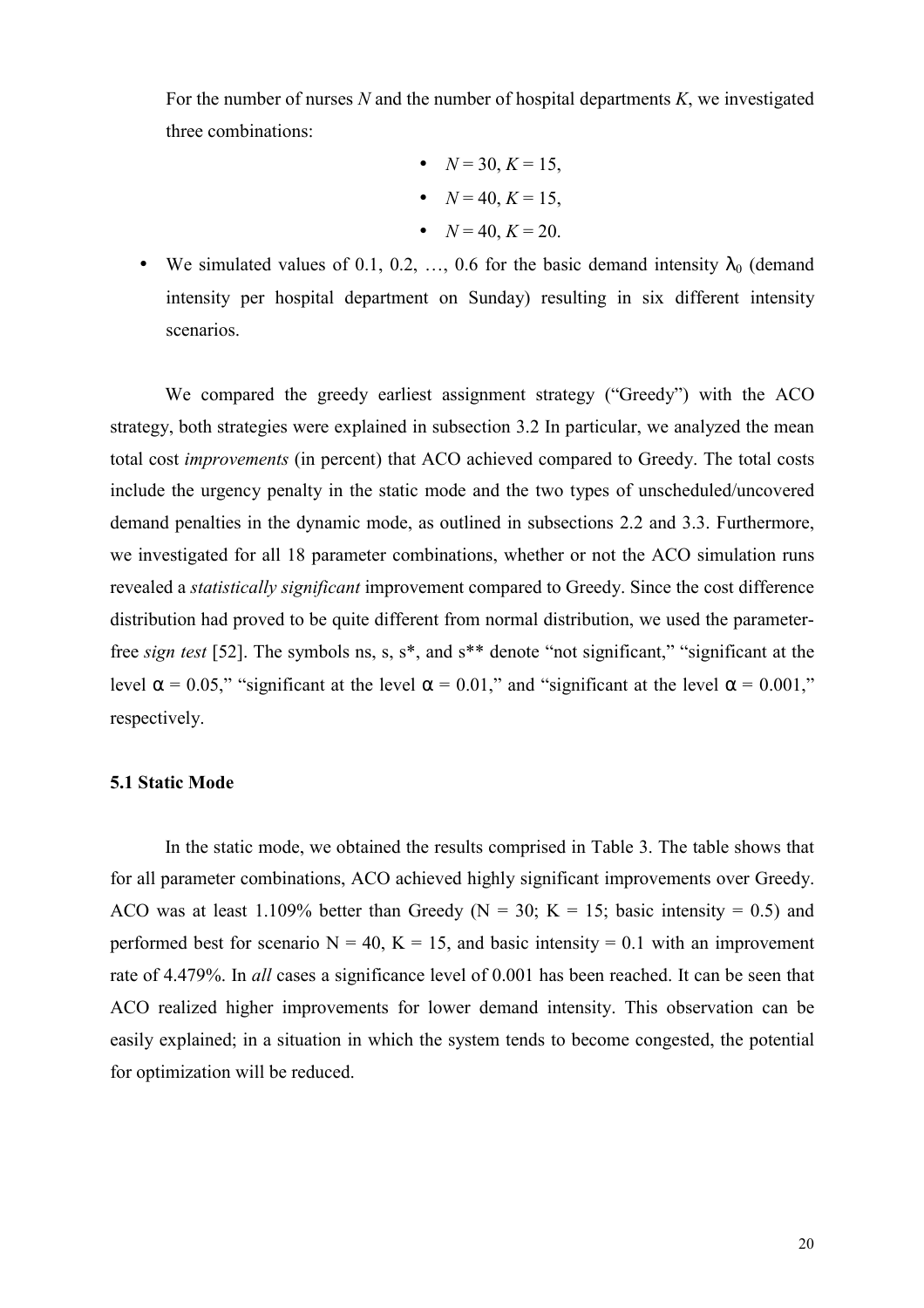For the number of nurses $N$ and the number of hospital departments $K$, we investigated three combinations:

- $N = 30$, $K = 15$,
- $N = 40$, $K = 15$,
- $N = 40$, $K = 20$.

- We simulated values of 0.1, 0.2, …, 0.6 for the basic demand intensity $\lambda_0$ (demand intensity per hospital department on Sunday) resulting in six different intensity scenarios.

We compared the greedy earliest assignment strategy ("Greedy") with the ACO strategy, both strategies were explained in subsection 3.2 In particular, we analyzed the mean total cost *improvements* (in percent) that ACO achieved compared to Greedy. The total costs include the urgency penalty in the static mode and the two types of unscheduled/uncovered demand penalties in the dynamic mode, as outlined in subsections 2.2 and 3.3. Furthermore, we investigated for all 18 parameter combinations, whether or not the ACO simulation runs revealed a *statistically significant* improvement compared to Greedy. Since the cost difference distribution had proved to be quite different from normal distribution, we used the parameter-free *sign test* [52]. The symbols ns, s, s*, and s** denote "not significant," "significant at the level $\alpha = 0.05$," "significant at the level $\alpha = 0.01$," and "significant at the level $\alpha = 0.001$," respectively.

### 5.1 Static Mode

In the static mode, we obtained the results comprised in Table 3. The table shows that for all parameter combinations, ACO achieved highly significant improvements over Greedy. ACO was at least 1.109% better than Greedy (N = 30; K = 15; basic intensity = 0.5) and performed best for scenario N = 40, K = 15, and basic intensity = 0.1 with an improvement rate of 4.479%. In *all* cases a significance level of 0.001 has been reached. It can be seen that ACO realized higher improvements for lower demand intensity. This observation can be easily explained; in a situation in which the system tends to become congested, the potential for optimization will be reduced.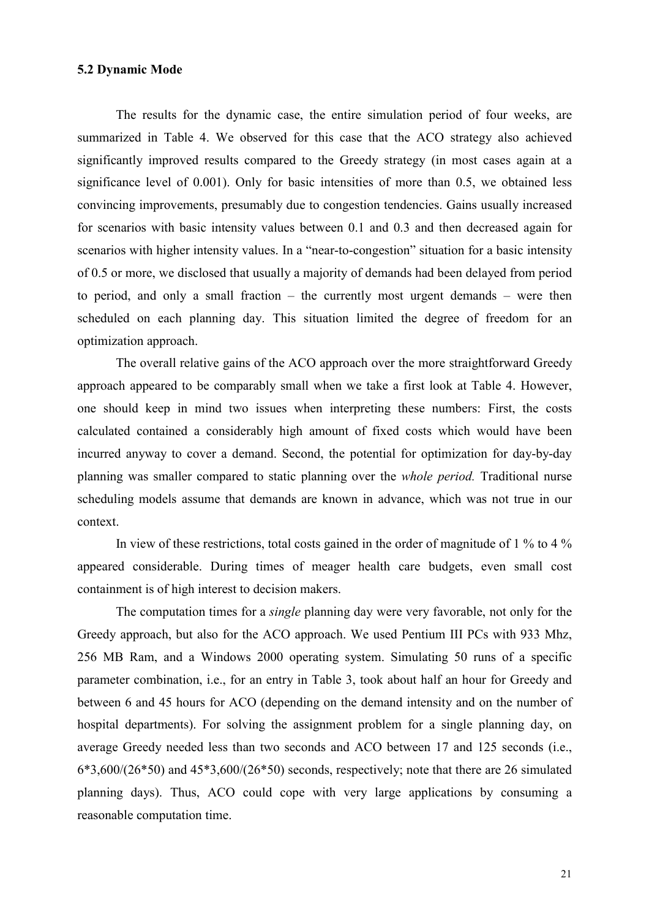### 5.2 Dynamic Mode

The results for the dynamic case, the entire simulation period of four weeks, are summarized in Table 4. We observed for this case that the ACO strategy also achieved significantly improved results compared to the Greedy strategy (in most cases again at a significance level of 0.001). Only for basic intensities of more than 0.5, we obtained less convincing improvements, presumably due to congestion tendencies. Gains usually increased for scenarios with basic intensity values between 0.1 and 0.3 and then decreased again for scenarios with higher intensity values. In a "near-to-congestion" situation for a basic intensity of 0.5 or more, we disclosed that usually a majority of demands had been delayed from period to period, and only a small fraction – the currently most urgent demands – were then scheduled on each planning day. This situation limited the degree of freedom for an optimization approach.

The overall relative gains of the ACO approach over the more straightforward Greedy approach appeared to be comparably small when we take a first look at Table 4. However, one should keep in mind two issues when interpreting these numbers: First, the costs calculated contained a considerably high amount of fixed costs which would have been incurred anyway to cover a demand. Second, the potential for optimization for day-by-day planning was smaller compared to static planning over the *whole period.* Traditional nurse scheduling models assume that demands are known in advance, which was not true in our context.

In view of these restrictions, total costs gained in the order of magnitude of 1 % to 4 % appeared considerable. During times of meager health care budgets, even small cost containment is of high interest to decision makers.

The computation times for a *single* planning day were very favorable, not only for the Greedy approach, but also for the ACO approach. We used Pentium III PCs with 933 Mhz, 256 MB Ram, and a Windows 2000 operating system. Simulating 50 runs of a specific parameter combination, i.e., for an entry in Table 3, took about half an hour for Greedy and between 6 and 45 hours for ACO (depending on the demand intensity and on the number of hospital departments). For solving the assignment problem for a single planning day, on average Greedy needed less than two seconds and ACO between 17 and 125 seconds (i.e., 6*3,600/(26*50) and 45*3,600/(26*50) seconds, respectively; note that there are 26 simulated planning days). Thus, ACO could cope with very large applications by consuming a reasonable computation time.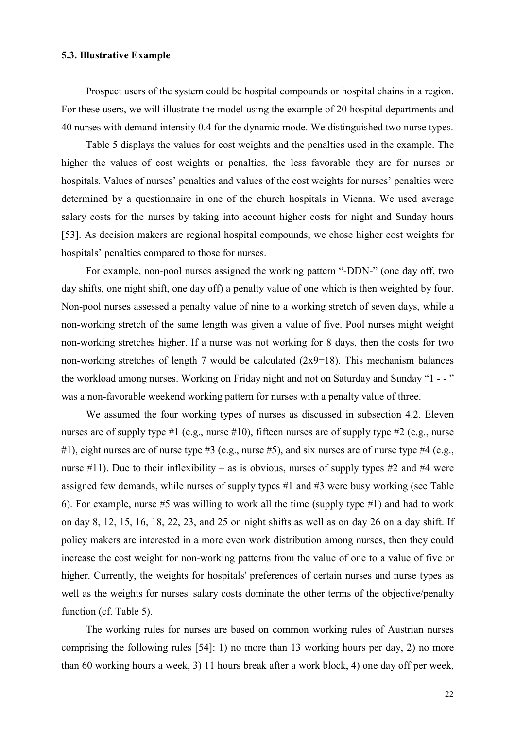### 5.3. Illustrative Example

Prospect users of the system could be hospital compounds or hospital chains in a region. For these users, we will illustrate the model using the example of 20 hospital departments and 40 nurses with demand intensity 0.4 for the dynamic mode. We distinguished two nurse types.

Table 5 displays the values for cost weights and the penalties used in the example. The higher the values of cost weights or penalties, the less favorable they are for nurses or hospitals. Values of nurses' penalties and values of the cost weights for nurses' penalties were determined by a questionnaire in one of the church hospitals in Vienna. We used average salary costs for the nurses by taking into account higher costs for night and Sunday hours [53]. As decision makers are regional hospital compounds, we chose higher cost weights for hospitals' penalties compared to those for nurses.

For example, non-pool nurses assigned the working pattern "-DDN-" (one day off, two day shifts, one night shift, one day off) a penalty value of one which is then weighted by four. Non-pool nurses assessed a penalty value of nine to a working stretch of seven days, while a non-working stretch of the same length was given a value of five. Pool nurses might weight non-working stretches higher. If a nurse was not working for 8 days, then the costs for two non-working stretches of length 7 would be calculated (2x9=18). This mechanism balances the workload among nurses. Working on Friday night and not on Saturday and Sunday "1 - - " was a non-favorable weekend working pattern for nurses with a penalty value of three.

We assumed the four working types of nurses as discussed in subsection 4.2. Eleven nurses are of supply type #1 (e.g., nurse #10), fifteen nurses are of supply type #2 (e.g., nurse #1), eight nurses are of nurse type #3 (e.g., nurse #5), and six nurses are of nurse type #4 (e.g., nurse #11). Due to their inflexibility – as is obvious, nurses of supply types #2 and #4 were assigned few demands, while nurses of supply types #1 and #3 were busy working (see Table 6). For example, nurse #5 was willing to work all the time (supply type #1) and had to work on day 8, 12, 15, 16, 18, 22, 23, and 25 on night shifts as well as on day 26 on a day shift. If policy makers are interested in a more even work distribution among nurses, then they could increase the cost weight for non-working patterns from the value of one to a value of five or higher. Currently, the weights for hospitals' preferences of certain nurses and nurse types as well as the weights for nurses' salary costs dominate the other terms of the objective/penalty function (cf. Table 5).

The working rules for nurses are based on common working rules of Austrian nurses comprising the following rules [54]: 1) no more than 13 working hours per day, 2) no more than 60 working hours a week, 3) 11 hours break after a work block, 4) one day off per week,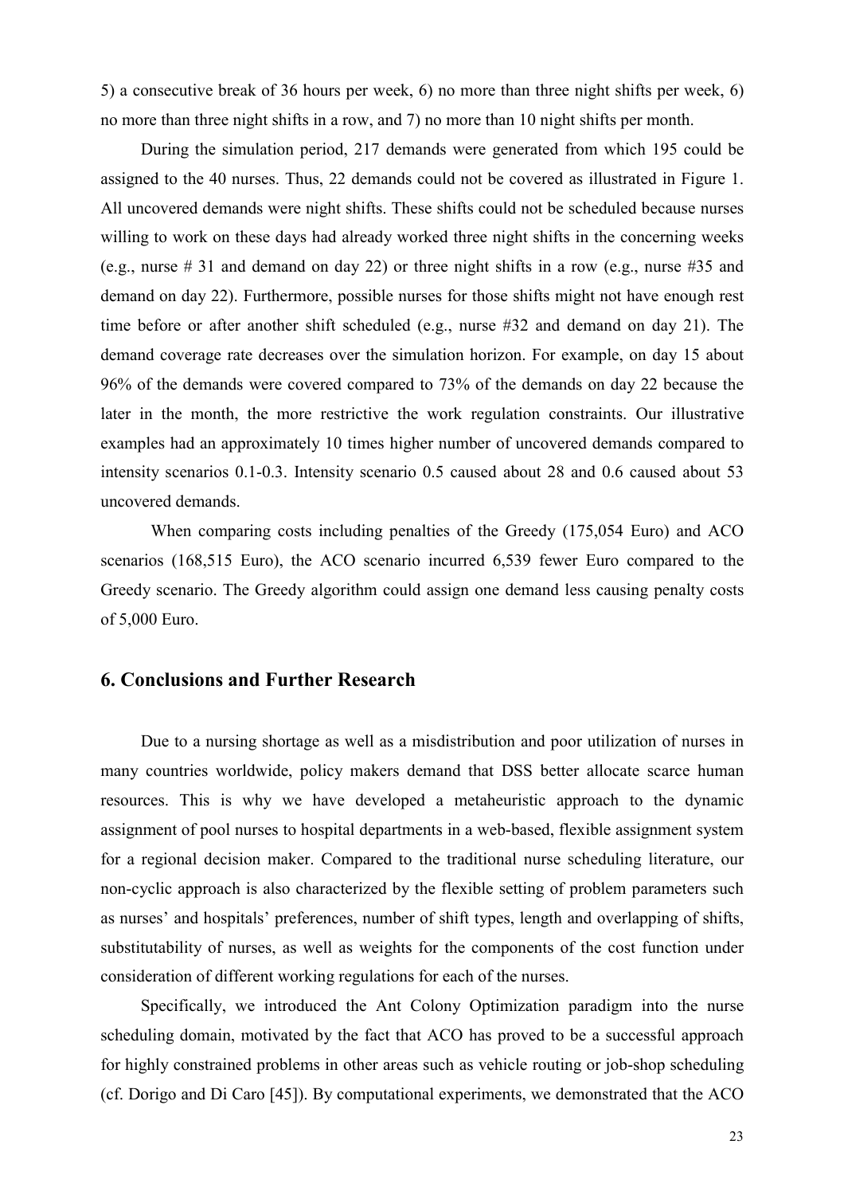5) a consecutive break of 36 hours per week, 6) no more than three night shifts per week, 6) no more than three night shifts in a row, and 7) no more than 10 night shifts per month.

During the simulation period, 217 demands were generated from which 195 could be assigned to the 40 nurses. Thus, 22 demands could not be covered as illustrated in Figure 1. All uncovered demands were night shifts. These shifts could not be scheduled because nurses willing to work on these days had already worked three night shifts in the concerning weeks (e.g., nurse # 31 and demand on day 22) or three night shifts in a row (e.g., nurse #35 and demand on day 22). Furthermore, possible nurses for those shifts might not have enough rest time before or after another shift scheduled (e.g., nurse #32 and demand on day 21). The demand coverage rate decreases over the simulation horizon. For example, on day 15 about 96% of the demands were covered compared to 73% of the demands on day 22 because the later in the month, the more restrictive the work regulation constraints. Our illustrative examples had an approximately 10 times higher number of uncovered demands compared to intensity scenarios 0.1-0.3. Intensity scenario 0.5 caused about 28 and 0.6 caused about 53 uncovered demands.

When comparing costs including penalties of the Greedy (175,054 Euro) and ACO scenarios (168,515 Euro), the ACO scenario incurred 6,539 fewer Euro compared to the Greedy scenario. The Greedy algorithm could assign one demand less causing penalty costs of 5,000 Euro.

## 6. Conclusions and Further Research

Due to a nursing shortage as well as a misdistribution and poor utilization of nurses in many countries worldwide, policy makers demand that DSS better allocate scarce human resources. This is why we have developed a metaheuristic approach to the dynamic assignment of pool nurses to hospital departments in a web-based, flexible assignment system for a regional decision maker. Compared to the traditional nurse scheduling literature, our non-cyclic approach is also characterized by the flexible setting of problem parameters such as nurses' and hospitals' preferences, number of shift types, length and overlapping of shifts, substitutability of nurses, as well as weights for the components of the cost function under consideration of different working regulations for each of the nurses.

Specifically, we introduced the Ant Colony Optimization paradigm into the nurse scheduling domain, motivated by the fact that ACO has proved to be a successful approach for highly constrained problems in other areas such as vehicle routing or job-shop scheduling (cf. Dorigo and Di Caro [45]). By computational experiments, we demonstrated that the ACO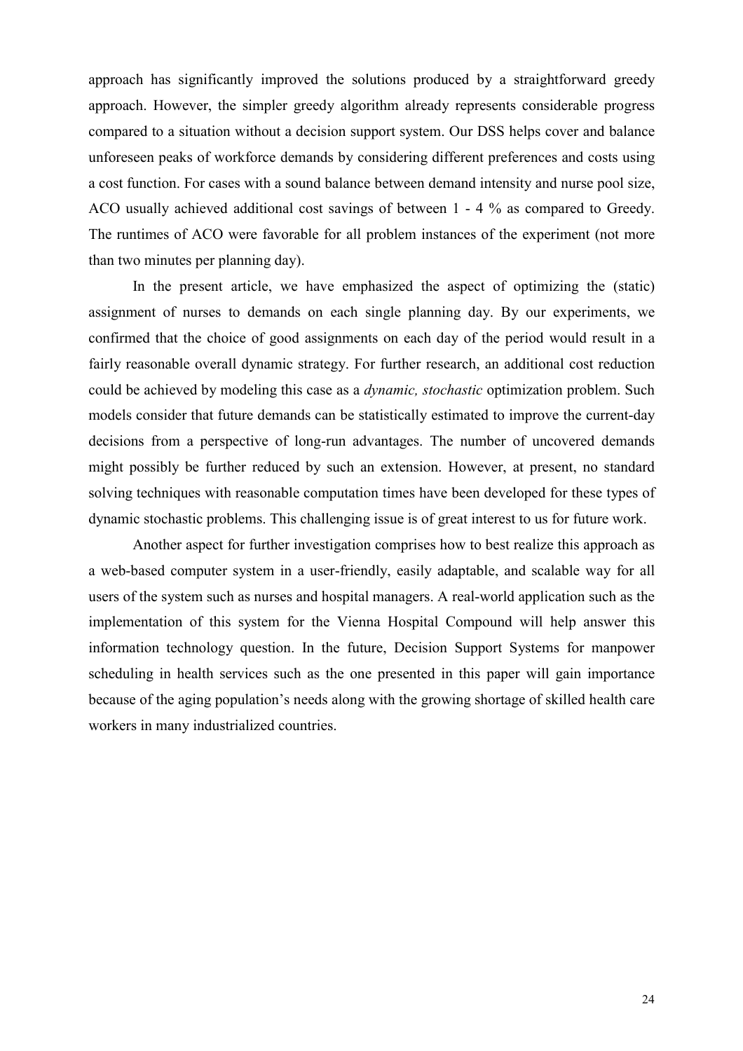approach has significantly improved the solutions produced by a straightforward greedy approach. However, the simpler greedy algorithm already represents considerable progress compared to a situation without a decision support system. Our DSS helps cover and balance unforeseen peaks of workforce demands by considering different preferences and costs using a cost function. For cases with a sound balance between demand intensity and nurse pool size, ACO usually achieved additional cost savings of between 1 - 4 % as compared to Greedy. The runtimes of ACO were favorable for all problem instances of the experiment (not more than two minutes per planning day).

In the present article, we have emphasized the aspect of optimizing the (static) assignment of nurses to demands on each single planning day. By our experiments, we confirmed that the choice of good assignments on each day of the period would result in a fairly reasonable overall dynamic strategy. For further research, an additional cost reduction could be achieved by modeling this case as a *dynamic, stochastic* optimization problem. Such models consider that future demands can be statistically estimated to improve the current-day decisions from a perspective of long-run advantages. The number of uncovered demands might possibly be further reduced by such an extension. However, at present, no standard solving techniques with reasonable computation times have been developed for these types of dynamic stochastic problems. This challenging issue is of great interest to us for future work.

Another aspect for further investigation comprises how to best realize this approach as a web-based computer system in a user-friendly, easily adaptable, and scalable way for all users of the system such as nurses and hospital managers. A real-world application such as the implementation of this system for the Vienna Hospital Compound will help answer this information technology question. In the future, Decision Support Systems for manpower scheduling in health services such as the one presented in this paper will gain importance because of the aging population's needs along with the growing shortage of skilled health care workers in many industrialized countries.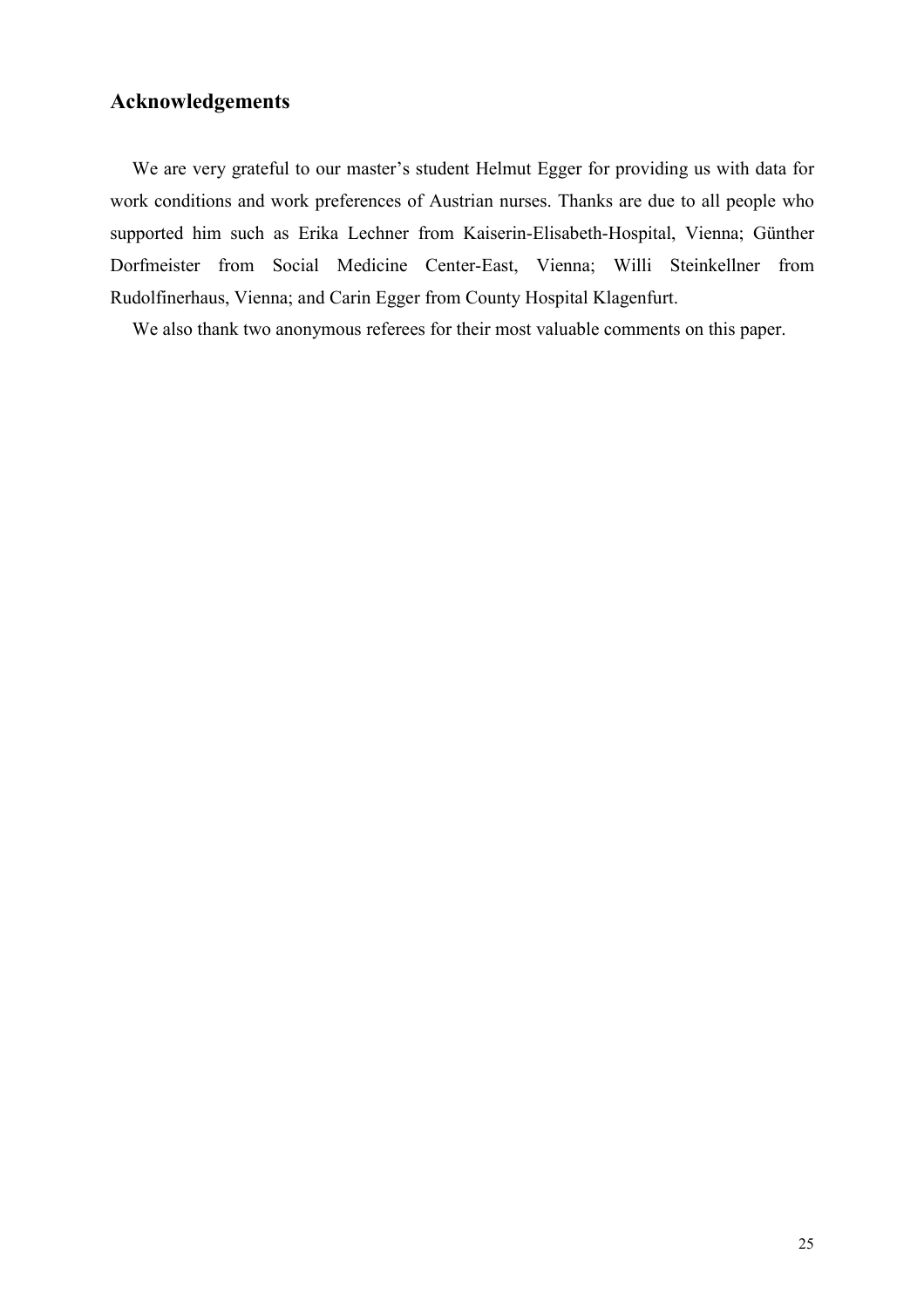## Acknowledgements

We are very grateful to our master's student Helmut Egger for providing us with data for work conditions and work preferences of Austrian nurses. Thanks are due to all people who supported him such as Erika Lechner from Kaiserin-Elisabeth-Hospital, Vienna; Günther Dorfmeister from Social Medicine Center-East, Vienna; Willi Steinkellner from Rudolfinerhaus, Vienna; and Carin Egger from County Hospital Klagenfurt.

We also thank two anonymous referees for their most valuable comments on this paper.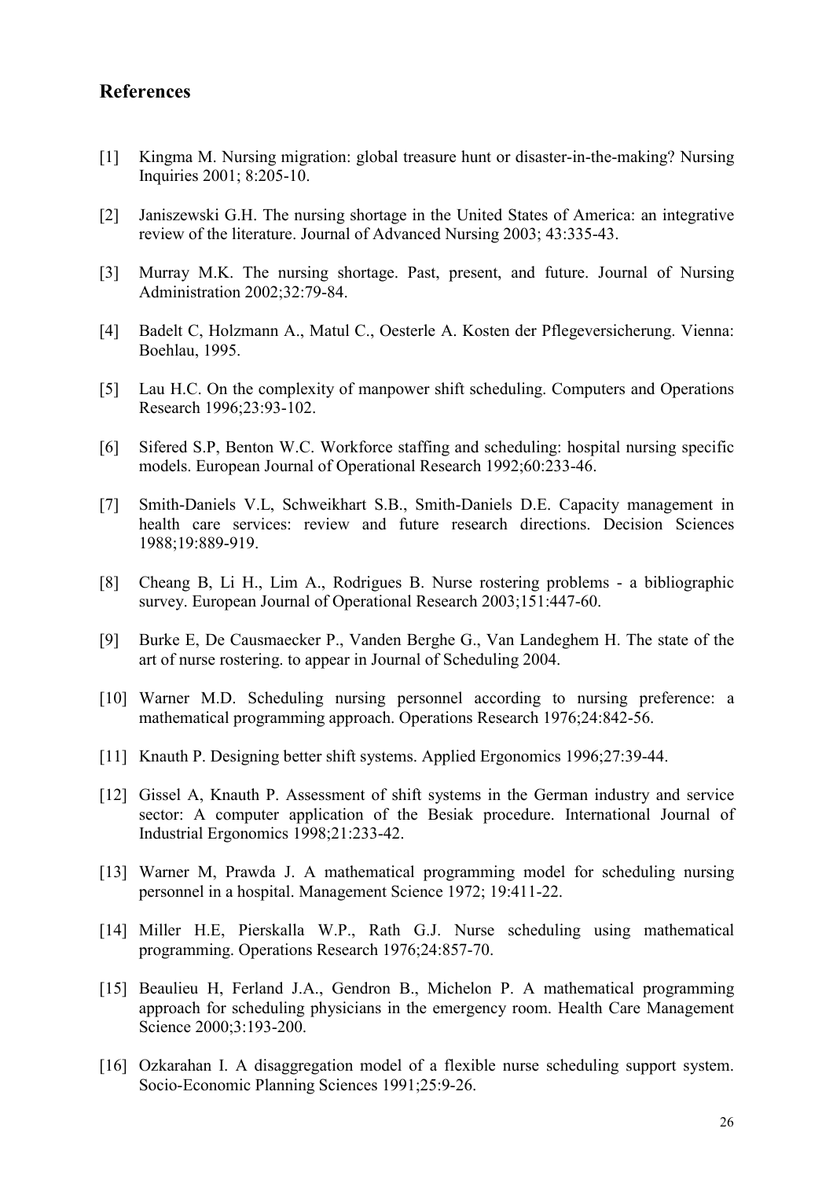## References

[1] Kingma M. Nursing migration: global treasure hunt or disaster-in-the-making? Nursing Inquiries 2001; 8:205-10.

[2] Janiszewski G.H. The nursing shortage in the United States of America: an integrative review of the literature. Journal of Advanced Nursing 2003; 43:335-43.

[3] Murray M.K. The nursing shortage. Past, present, and future. Journal of Nursing Administration 2002;32:79-84.

[4] Badelt C, Holzmann A., Matul C., Oesterle A. Kosten der Pflegeversicherung. Vienna: Boehlau, 1995.

[5] Lau H.C. On the complexity of manpower shift scheduling. Computers and Operations Research 1996;23:93-102.

[6] Sifered S.P, Benton W.C. Workforce staffing and scheduling: hospital nursing specific models. European Journal of Operational Research 1992;60:233-46.

[7] Smith-Daniels V.L, Schweikhart S.B., Smith-Daniels D.E. Capacity management in health care services: review and future research directions. Decision Sciences 1988;19:889-919.

[8] Cheang B, Li H., Lim A., Rodrigues B. Nurse rostering problems - a bibliographic survey. European Journal of Operational Research 2003;151:447-60.

[9] Burke E, De Causmaecker P., Vanden Berghe G., Van Landeghem H. The state of the art of nurse rostering. to appear in Journal of Scheduling 2004.

[10] Warner M.D. Scheduling nursing personnel according to nursing preference: a mathematical programming approach. Operations Research 1976;24:842-56.

[11] Knauth P. Designing better shift systems. Applied Ergonomics 1996;27:39-44.

[12] Gissel A, Knauth P. Assessment of shift systems in the German industry and service sector: A computer application of the Besiak procedure. International Journal of Industrial Ergonomics 1998;21:233-42.

[13] Warner M, Prawda J. A mathematical programming model for scheduling nursing personnel in a hospital. Management Science 1972; 19:411-22.

[14] Miller H.E, Pierskalla W.P., Rath G.J. Nurse scheduling using mathematical programming. Operations Research 1976;24:857-70.

[15] Beaulieu H, Ferland J.A., Gendron B., Michelon P. A mathematical programming approach for scheduling physicians in the emergency room. Health Care Management Science 2000;3:193-200.

[16] Ozkarahan I. A disaggregation model of a flexible nurse scheduling support system. Socio-Economic Planning Sciences 1991;25:9-26.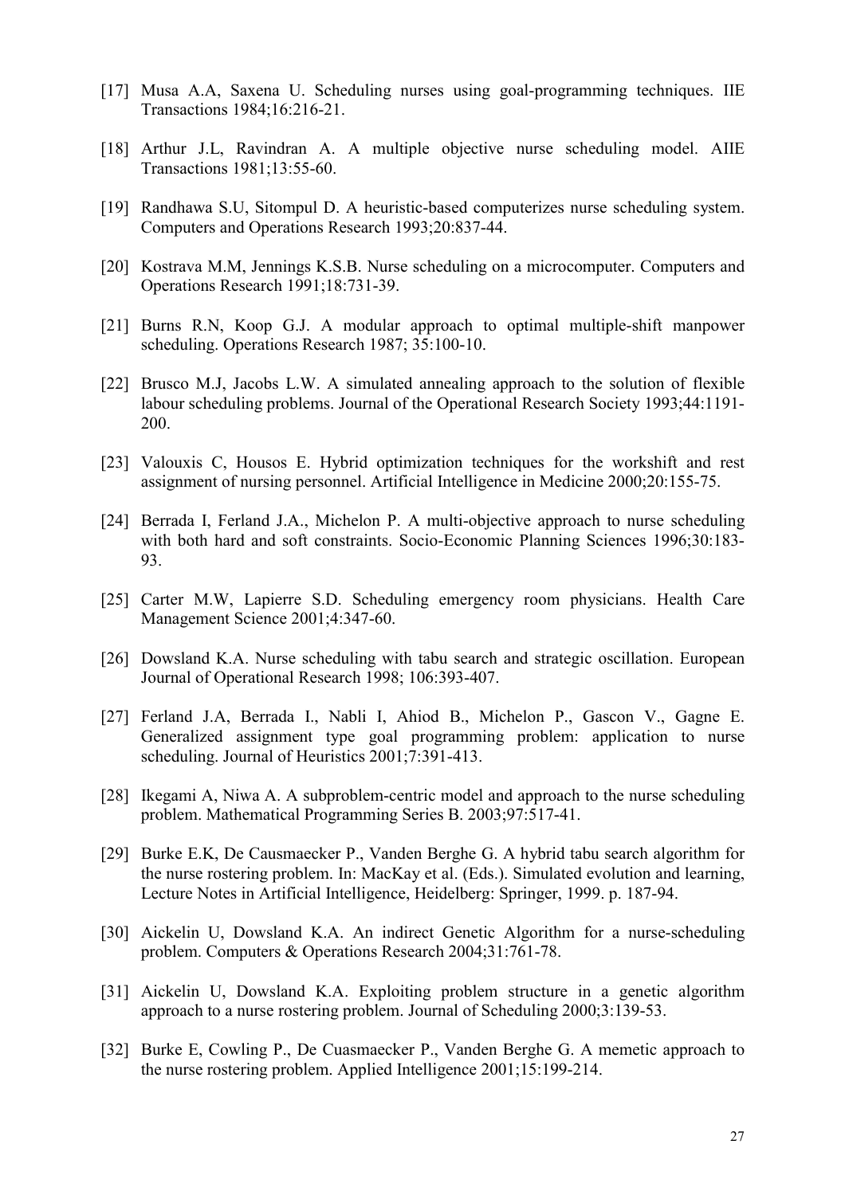[17] Musa A.A, Saxena U. Scheduling nurses using goal-programming techniques. IIE Transactions 1984;16:216-21.

[18] Arthur J.L, Ravindran A. A multiple objective nurse scheduling model. AIIE Transactions 1981;13:55-60.

[19] Randhawa S.U, Sitompul D. A heuristic-based computerizes nurse scheduling system. Computers and Operations Research 1993;20:837-44.

[20] Kostrava M.M, Jennings K.S.B. Nurse scheduling on a microcomputer. Computers and Operations Research 1991;18:731-39.

[21] Burns R.N, Koop G.J. A modular approach to optimal multiple-shift manpower scheduling. Operations Research 1987; 35:100-10.

[22] Brusco M.J, Jacobs L.W. A simulated annealing approach to the solution of flexible labour scheduling problems. Journal of the Operational Research Society 1993;44:1191-200.

[23] Valouxis C, Housos E. Hybrid optimization techniques for the workshift and rest assignment of nursing personnel. Artificial Intelligence in Medicine 2000;20:155-75.

[24] Berrada I, Ferland J.A., Michelon P. A multi-objective approach to nurse scheduling with both hard and soft constraints. Socio-Economic Planning Sciences 1996;30:183-93.

[25] Carter M.W, Lapierre S.D. Scheduling emergency room physicians. Health Care Management Science 2001;4:347-60.

[26] Dowsland K.A. Nurse scheduling with tabu search and strategic oscillation. European Journal of Operational Research 1998; 106:393-407.

[27] Ferland J.A, Berrada I., Nabli I, Ahiod B., Michelon P., Gascon V., Gagne E. Generalized assignment type goal programming problem: application to nurse scheduling. Journal of Heuristics 2001;7:391-413.

[28] Ikegami A, Niwa A. A subproblem-centric model and approach to the nurse scheduling problem. Mathematical Programming Series B. 2003;97:517-41.

[29] Burke E.K, De Causmaecker P., Vanden Berghe G. A hybrid tabu search algorithm for the nurse rostering problem. In: MacKay et al. (Eds.). Simulated evolution and learning, Lecture Notes in Artificial Intelligence, Heidelberg: Springer, 1999. p. 187-94.

[30] Aickelin U, Dowsland K.A. An indirect Genetic Algorithm for a nurse-scheduling problem. Computers & Operations Research 2004;31:761-78.

[31] Aickelin U, Dowsland K.A. Exploiting problem structure in a genetic algorithm approach to a nurse rostering problem. Journal of Scheduling 2000;3:139-53.

[32] Burke E, Cowling P., De Cuasmaecker P., Vanden Berghe G. A memetic approach to the nurse rostering problem. Applied Intelligence 2001;15:199-214.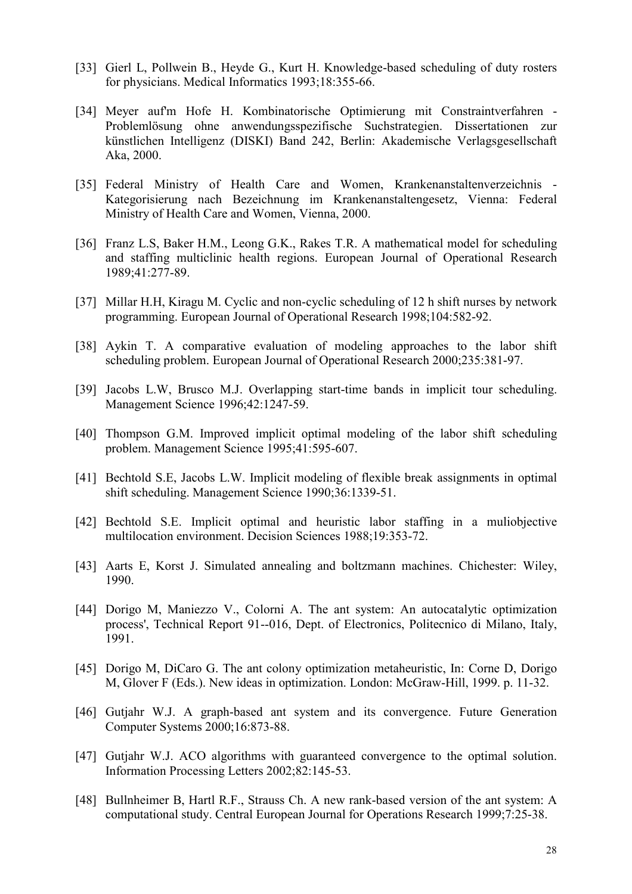[33] Gierl L, Pollwein B., Heyde G., Kurt H. Knowledge-based scheduling of duty rosters for physicians. Medical Informatics 1993;18:355-66.

[34] Meyer auf'm Hofe H. Kombinatorische Optimierung mit Constraintverfahren - Problemlösung ohne anwendungsspezifische Suchstrategien. Dissertationen zur künstlichen Intelligenz (DISKI) Band 242, Berlin: Akademische Verlagsgesellschaft Aka, 2000.

[35] Federal Ministry of Health Care and Women, Krankenanstaltenverzeichnis - Kategorisierung nach Bezeichnung im Krankenanstaltengesetz, Vienna: Federal Ministry of Health Care and Women, Vienna, 2000.

[36] Franz L.S, Baker H.M., Leong G.K., Rakes T.R. A mathematical model for scheduling and staffing multiclinic health regions. European Journal of Operational Research 1989;41:277-89.

[37] Millar H.H, Kiragu M. Cyclic and non-cyclic scheduling of 12 h shift nurses by network programming. European Journal of Operational Research 1998;104:582-92.

[38] Aykin T. A comparative evaluation of modeling approaches to the labor shift scheduling problem. European Journal of Operational Research 2000;235:381-97.

[39] Jacobs L.W, Brusco M.J. Overlapping start-time bands in implicit tour scheduling. Management Science 1996;42:1247-59.

[40] Thompson G.M. Improved implicit optimal modeling of the labor shift scheduling problem. Management Science 1995;41:595-607.

[41] Bechtold S.E, Jacobs L.W. Implicit modeling of flexible break assignments in optimal shift scheduling. Management Science 1990;36:1339-51.

[42] Bechtold S.E. Implicit optimal and heuristic labor staffing in a muliobjective multilocation environment. Decision Sciences 1988;19:353-72.

[43] Aarts E, Korst J. Simulated annealing and boltzmann machines. Chichester: Wiley, 1990.

[44] Dorigo M, Maniezzo V., Colorni A. The ant system: An autocatalytic optimization process', Technical Report 91--016, Dept. of Electronics, Politecnico di Milano, Italy, 1991.

[45] Dorigo M, DiCaro G. The ant colony optimization metaheuristic, In: Corne D, Dorigo M, Glover F (Eds.). New ideas in optimization. London: McGraw-Hill, 1999. p. 11-32.

[46] Gutjahr W.J. A graph-based ant system and its convergence. Future Generation Computer Systems 2000;16:873-88.

[47] Gutjahr W.J. ACO algorithms with guaranteed convergence to the optimal solution. Information Processing Letters 2002;82:145-53.

[48] Bullnheimer B, Hartl R.F., Strauss Ch. A new rank-based version of the ant system: A computational study. Central European Journal for Operations Research 1999;7:25-38.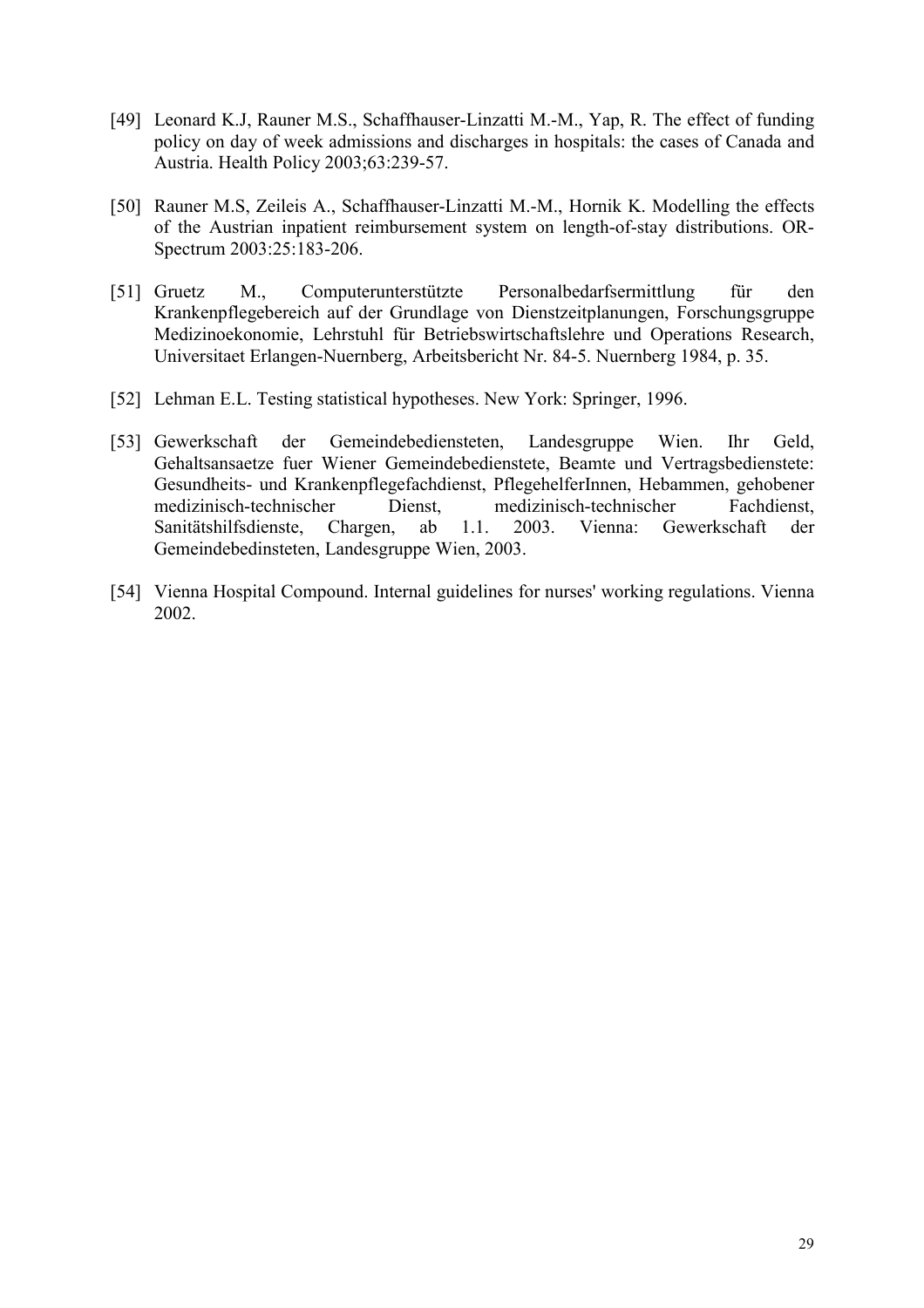[49] Leonard K.J, Rauner M.S., Schaffhauser-Linzatti M.-M., Yap, R. The effect of funding policy on day of week admissions and discharges in hospitals: the cases of Canada and Austria. Health Policy 2003;63:239-57.

[50] Rauner M.S, Zeileis A., Schaffhauser-Linzatti M.-M., Hornik K. Modelling the effects of the Austrian inpatient reimbursement system on length-of-stay distributions. OR-Spectrum 2003:25:183-206.

[51] Gruetz M., Computerunterstützte Personalbedarfsermittlung für den Krankenpflegebereich auf der Grundlage von Dienstzeitplanungen, Forschungsgruppe Medizinoekonomie, Lehrstuhl für Betriebswirtschaftslehre und Operations Research, Universitaet Erlangen-Nuernberg, Arbeitsbericht Nr. 84-5. Nuernberg 1984, p. 35.

[52] Lehman E.L. Testing statistical hypotheses. New York: Springer, 1996.

[53] Gewerkschaft der Gemeindebediensteten, Landesgruppe Wien. Ihr Geld, Gehaltsansaetze fuer Wiener Gemeindebedienstete, Beamte und Vertragsbedienstete: Gesundheits- und Krankenpflegefachdienst, PflegehelferInnen, Hebammen, gehobener medizinisch-technischer Dienst, medizinisch-technischer Fachdienst, Sanitätshilfsdienste, Chargen, ab 1.1. 2003. Vienna: Gewerkschaft der Gemeindebedinsteten, Landesgruppe Wien, 2003.

[54] Vienna Hospital Compound. Internal guidelines for nurses' working regulations. Vienna 2002.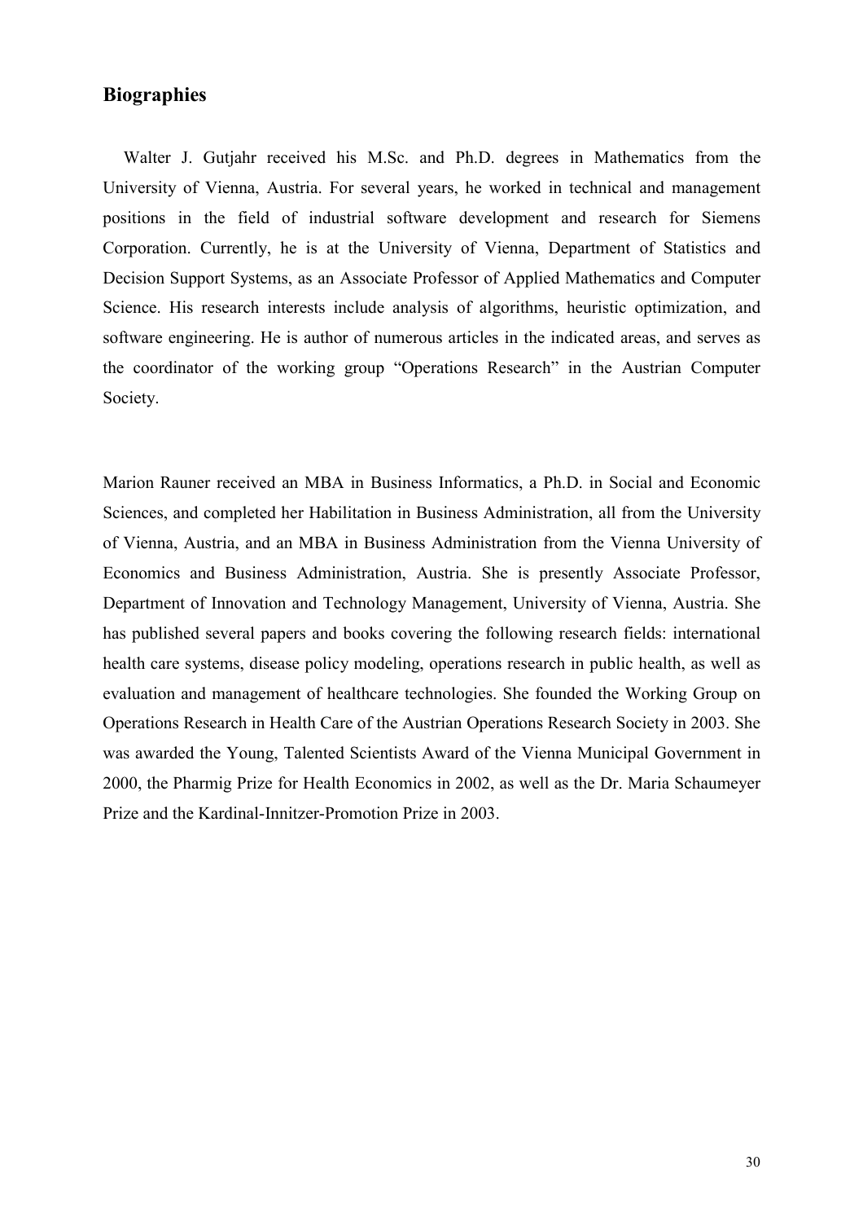## Biographies

Walter J. Gutjahr received his M.Sc. and Ph.D. degrees in Mathematics from the University of Vienna, Austria. For several years, he worked in technical and management positions in the field of industrial software development and research for Siemens Corporation. Currently, he is at the University of Vienna, Department of Statistics and Decision Support Systems, as an Associate Professor of Applied Mathematics and Computer Science. His research interests include analysis of algorithms, heuristic optimization, and software engineering. He is author of numerous articles in the indicated areas, and serves as the coordinator of the working group "Operations Research" in the Austrian Computer Society.

Marion Rauner received an MBA in Business Informatics, a Ph.D. in Social and Economic Sciences, and completed her Habilitation in Business Administration, all from the University of Vienna, Austria, and an MBA in Business Administration from the Vienna University of Economics and Business Administration, Austria. She is presently Associate Professor, Department of Innovation and Technology Management, University of Vienna, Austria. She has published several papers and books covering the following research fields: international health care systems, disease policy modeling, operations research in public health, as well as evaluation and management of healthcare technologies. She founded the Working Group on Operations Research in Health Care of the Austrian Operations Research Society in 2003. She was awarded the Young, Talented Scientists Award of the Vienna Municipal Government in 2000, the Pharmig Prize for Health Economics in 2002, as well as the Dr. Maria Schaumeyer Prize and the Kardinal-Innitzer-Promotion Prize in 2003.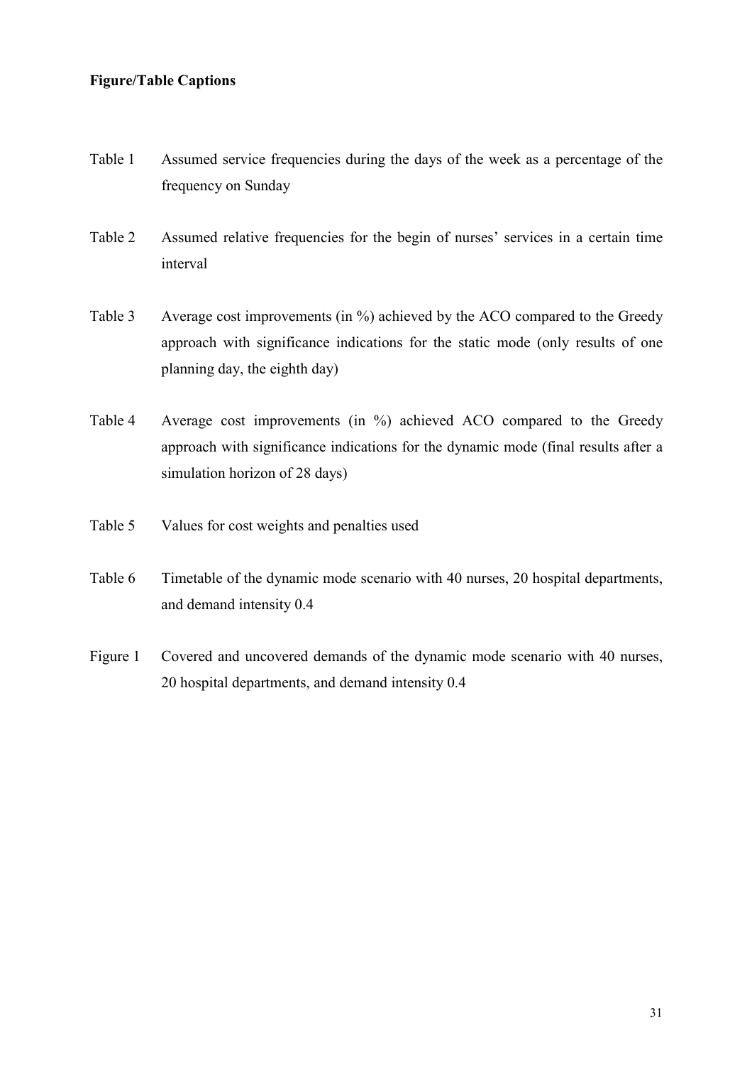**Figure/Table Captions**

Table 1 Assumed service frequencies during the days of the week as a percentage of the frequency on Sunday

Table 2 Assumed relative frequencies for the begin of nurses' services in a certain time interval

Table 3 Average cost improvements (in %) achieved by the ACO compared to the Greedy approach with significance indications for the static mode (only results of one planning day, the eighth day)

Table 4 Average cost improvements (in %) achieved ACO compared to the Greedy approach with significance indications for the dynamic mode (final results after a simulation horizon of 28 days)

Table 5 Values for cost weights and penalties used

Table 6 Timetable of the dynamic mode scenario with 40 nurses, 20 hospital departments, and demand intensity 0.4

Figure 1 Covered and uncovered demands of the dynamic mode scenario with 40 nurses, 20 hospital departments, and demand intensity 0.4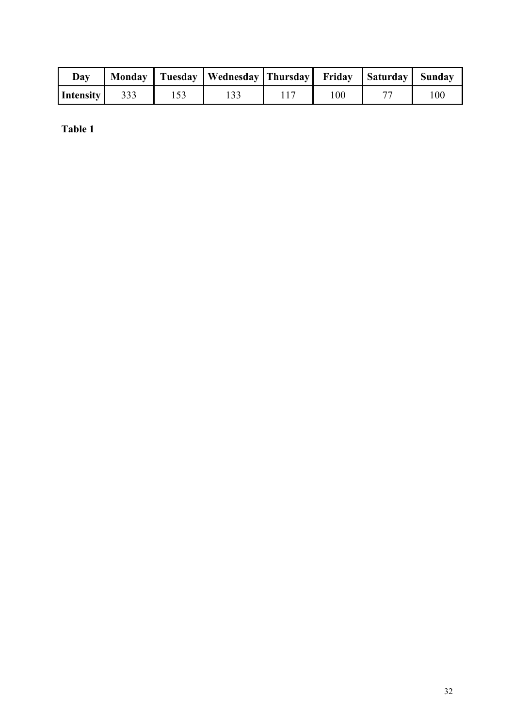| Day | Monday | Tuesday | Wednesday | Thursday | Friday | Saturday | Sunday |
|---|---|---|---|---|---|---|---|
| Intensity | 333 | 153 | 133 | 117 | 100 | 77 | 100 |

**Table 1**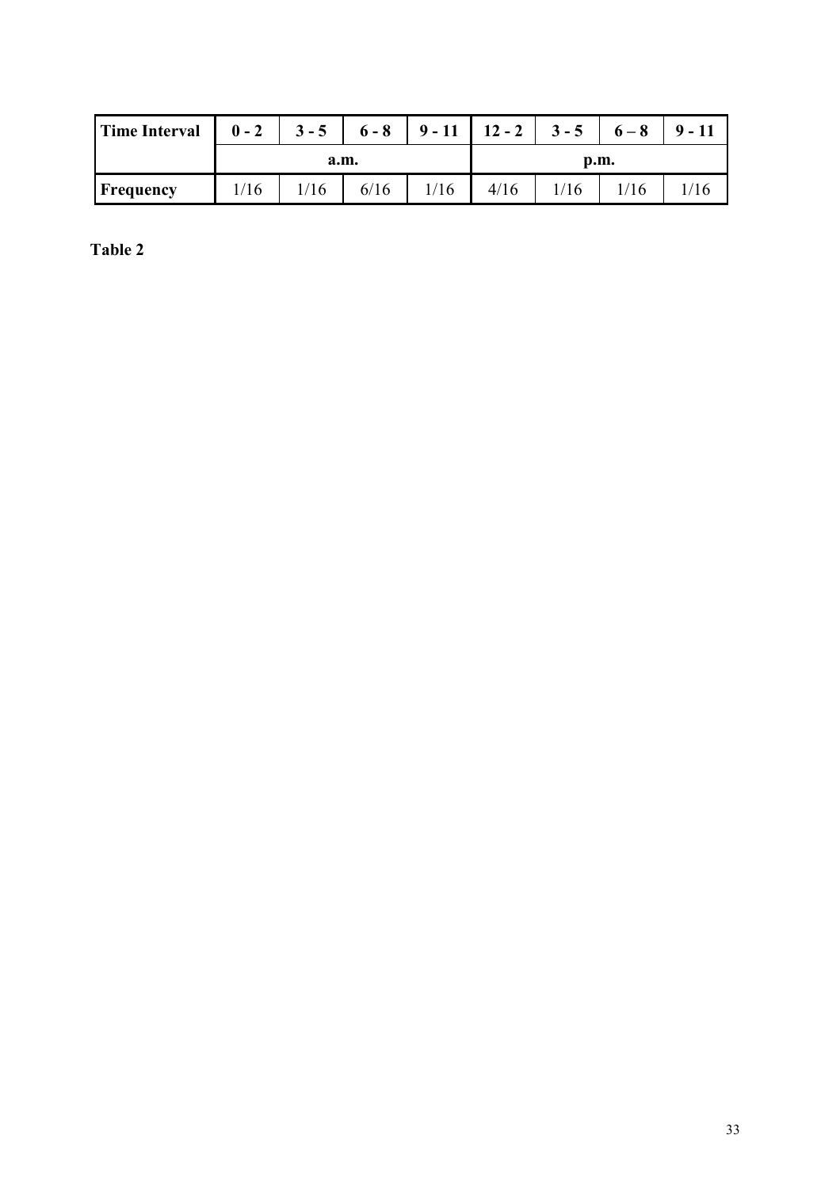| Time Interval | 0 - 2 | 3 - 5 | 6 - 8 | 9 - 11 | 12 - 2 | 3 - 5 | 6 – 8 | 9 - 11 |
|---|---|---|---|---|---|---|---|---|
| | a.m. | | | | p.m. | | | |
| **Frequency** | 1/16 | 1/16 | 6/16 | 1/16 | 4/16 | 1/16 | 1/16 | 1/16 |

**Table 2**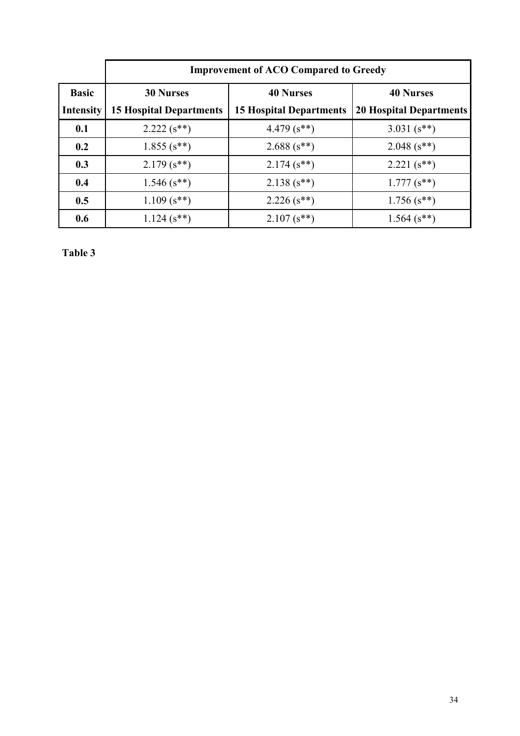| | Improvement of ACO Compared to Greedy | | |
|---|---|---|---|
| **Basic Intensity** | **30 Nurses 15 Hospital Departments** | **40 Nurses 15 Hospital Departments** | **40 Nurses 20 Hospital Departments** |
| **0.1** | 2.222 (s**) | 4.479 (s**) | 3.031 (s**) |
| **0.2** | 1.855 (s**) | 2.688 (s**) | 2.048 (s**) |
| **0.3** | 2.179 (s**) | 2.174 (s**) | 2.221 (s**) |
| **0.4** | 1.546 (s**) | 2.138 (s**) | 1.777 (s**) |
| **0.5** | 1.109 (s**) | 2.226 (s**) | 1.756 (s**) |
| **0.6** | 1.124 (s**) | 2.107 (s**) | 1.564 (s**) |

**Table 3**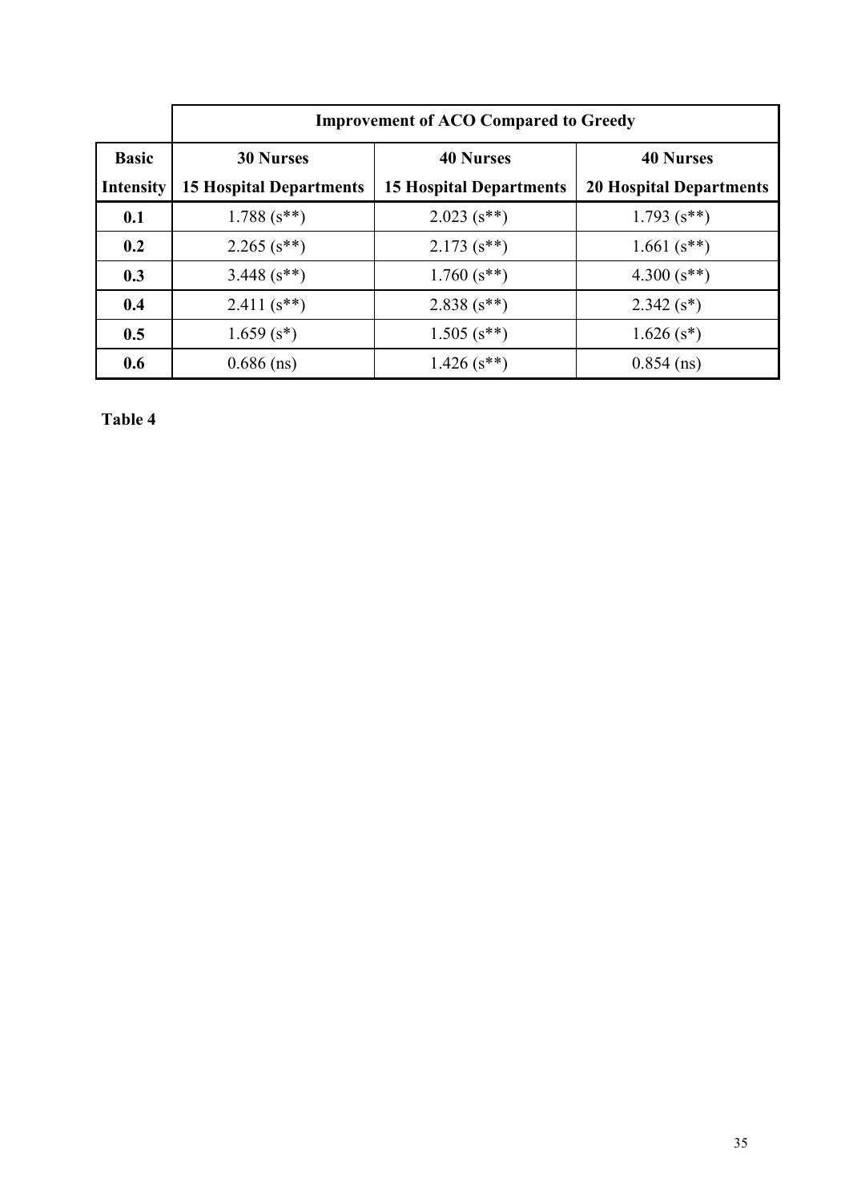| | Improvement of ACO Compared to Greedy | | |
|---|---|---|---|
| **Basic Intensity** | **30 Nurses 15 Hospital Departments** | **40 Nurses 15 Hospital Departments** | **40 Nurses 20 Hospital Departments** |
| **0.1** | 1.788 (s**) | 2.023 (s**) | 1.793 (s**) |
| **0.2** | 2.265 (s**) | 2.173 (s**) | 1.661 (s**) |
| **0.3** | 3.448 (s**) | 1.760 (s**) | 4.300 (s**) |
| **0.4** | 2.411 (s**) | 2.838 (s**) | 2.342 (s*) |
| **0.5** | 1.659 (s*) | 1.505 (s**) | 1.626 (s*) |
| **0.6** | 0.686 (ns) | 1.426 (s**) | 0.854 (ns) |

**Table 4**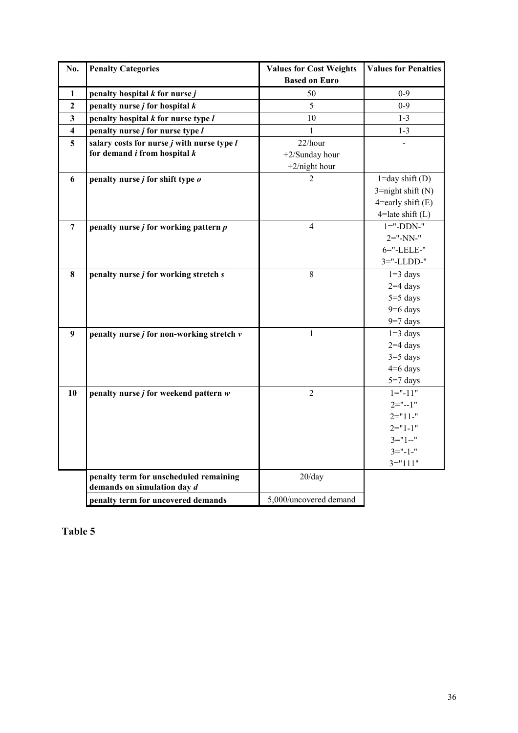| No. | Penalty Categories | Values for Cost Weights Based on Euro | Values for Penalties |
|---|---|---|---|
| **1** | **penalty hospital *k* for nurse *j*** | 50 | 0-9 |
| **2** | **penalty nurse *j* for hospital *k*** | 5 | 0-9 |
| **3** | **penalty hospital *k* for nurse type *l*** | 10 | 1-3 |
| **4** | **penalty nurse *j* for nurse type *l*** | 1 | 1-3 |
| **5** | **salary costs for nurse *j* with nurse type *l* for demand *i* from hospital *k*** | 22/hour<br>+2/Sunday hour<br>+2/night hour | - |
| **6** | **penalty nurse *j* for shift type *o*** | 2 | 1=day shift (D)<br>3=night shift (N)<br>4=early shift (E)<br>4=late shift (L) |
| **7** | **penalty nurse *j* for working pattern *p*** | 4 | 1="-DDN-"<br>2="-NN-"<br>6="-LELE-"<br>3="-LLDD-" |
| **8** | **penalty nurse *j* for working stretch *s*** | 8 | 1=3 days<br>2=4 days<br>5=5 days<br>9=6 days<br>9=7 days |
| **9** | **penalty nurse *j* for non-working stretch *v*** | 1 | 1=3 days<br>2=4 days<br>3=5 days<br>4=6 days<br>5=7 days |
| **10** | **penalty nurse *j* for weekend pattern *w*** | 2 | 1="-11"<br>2="--1"<br>2="11-"<br>2="1-1"<br>3="1--"<br>3="-1-"<br>3="111" |
| | **penalty term for unscheduled remaining demands on simulation day *d*** | 20/day | |
| | **penalty term for uncovered demands** | 5,000/uncovered demand | |

**Table 5**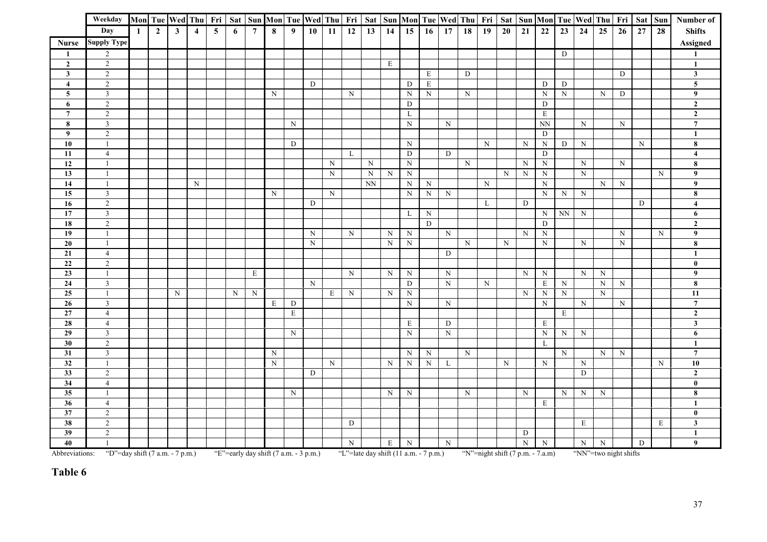| | Weekday | Mon | Tue | Wed | Thu | Fri | Sat | Sun | Mon | Tue | Wed | Thu | Fri | Sat | Sun | Mon | Tue | Wed | Thu | Fri | Sat | Sun | Mon | Tue | Wed | Thu | Fri | Sat | Sun | Number of |
|---|---|---|---|---|---|---|---|---|---|---|---|---|---|---|---|---|---|---|---|---|---|---|---|---|---|---|---|---|---|---|
| | **Day** | **1** | **2** | **3** | **4** | **5** | **6** | **7** | **8** | **9** | **10** | **11** | **12** | **13** | **14** | **15** | **16** | **17** | **18** | **19** | **20** | **21** | **22** | **23** | **24** | **25** | **26** | **27** | **28** | **Shifts** |
| **Nurse** | **Supply Type** | | | | | | | | | | | | | | | | | | | | | | | | | | | | | **Assigned** |
| **1** | 2 | | | | | | | | | | | | | | | | | | | | | | | D | | | | | | **1** |
| **2** | 2 | | | | | | | | | | | | | | E | | | | | | | | | | | | | | | **1** |
| **3** | 2 | | | | | | | | | | | | | | | | E | | D | | | | | | | | D | | | **3** |
| **4** | 2 | | | | | | | | | | D | | | | | D | E | | | | | | D | D | | | | | | **5** |
| **5** | 3 | | | | | | | | N | | | | N | | | N | N | | N | | | | N | N | | N | D | | | **9** |
| **6** | 2 | | | | | | | | | | | | | | | D | | | | | | | D | | | | | | | **2** |
| **7** | 2 | | | | | | | | | | | | | | | L | | | | | | | E | | | | | | | **2** |
| **8** | 3 | | | | | | | | | N | | | | | | N | | N | | | | | NN | | N | | N | | | **7** |
| **9** | 2 | | | | | | | | | | | | | | | | | | | | | | D | | | | | | | **1** |
| **10** | 1 | | | | | | | | | D | | | | | | N | | | | N | | N | N | D | N | | | N | | **8** |
| **11** | 4 | | | | | | | | | | | | L | | | D | | D | | | | | D | | | | | | | **4** |
| **12** | 1 | | | | | | | | | | | N | | N | | N | | | N | | | N | N | | N | | N | | | **8** |
| **13** | 1 | | | | | | | | | | | N | | N | N | N | | | | | N | N | N | | N | | | | N | **9** |
| **14** | 1 | | | | N | | | | | | | | | NN | | N | N | | | N | | | N | | | N | N | | | **9** |
| **15** | 3 | | | | | | | | N | | | N | | | | N | N | N | | | | | N | N | N | | | | | **8** |
| **16** | 2 | | | | | | | | | | D | | | | | | | | | L | | D | | | | | | D | | **4** |
| **17** | 3 | | | | | | | | | | | | | | | L | N | | | | | | N | NN | N | | | | | **6** |
| **18** | 2 | | | | | | | | | | | | | | | | D | | | | | | D | | | | | | | **2** |
| **19** | 1 | | | | | | | | | | N | | N | | N | N | | N | | | | N | N | | | | N | | N | **9** |
| **20** | 1 | | | | | | | | | | N | | | | N | N | | | N | | N | | N | | N | | N | | | **8** |
| **21** | 4 | | | | | | | | | | | | | | | | | D | | | | | | | | | | | | **1** |
| **22** | 2 | | | | | | | | | | | | | | | | | | | | | | | | | | | | | **0** |
| **23** | 1 | | | | | | | E | | | | | N | | N | N | | N | | | | N | N | | N | N | | | | **9** |
| **24** | 3 | | | | | | | | | | N | | | | | D | | N | | N | | | E | N | | N | N | | | **8** |
| **25** | 1 | | | N | | | N | N | | | | E | N | | N | N | | | | | | N | N | N | | N | | | | **11** |
| **26** | 3 | | | | | | | | E | D | | | | | | N | | N | | | | | N | | N | | N | | | **7** |
| **27** | 4 | | | | | | | | | E | | | | | | | | | | | | | | E | | | | | | **2** |
| **28** | 4 | | | | | | | | | | | | | | | E | | D | | | | | E | | | | | | | **3** |
| **29** | 3 | | | | | | | | | N | | | | | | N | | N | | | | | N | N | N | | | | | **6** |
| **30** | 2 | | | | | | | | | | | | | | | | | | | | | | L | | | | | | | **1** |
| **31** | 3 | | | | | | | | N | | | | | | | N | N | | N | | | | | N | | N | N | | | **7** |
| **32** | 1 | | | | | | | | N | | | N | | | N | N | N | L | | | N | | N | | N | | | | N | **10** |
| **33** | 2 | | | | | | | | | | D | | | | | | | | | | | | | | D | | | | | **2** |
| **34** | 4 | | | | | | | | | | | | | | | | | | | | | | | | | | | | | **0** |
| **35** | 1 | | | | | | | | | N | | | | | N | N | | | N | | | N | | N | N | N | | | | **8** |
| **36** | 4 | | | | | | | | | | | | | | | | | | | | | | E | | | | | | | **1** |
| **37** | 2 | | | | | | | | | | | | | | | | | | | | | | | | | | | | | **0** |
| **38** | 2 | | | | | | | | | | | | D | | | | | | | | | | | | E | | | | E | **3** |
| **39** | 2 | | | | | | | | | | | | | | | | | | | | | D | | | | | | | | **1** |
| **40** | 1 | | | | | | | | | | | | N | | E | N | | N | | | | N | N | | N | N | | D | | **9** |

Abbreviations: "D"=day shift (7 a.m. - 7 p.m.) "E"=early day shift (7 a.m. - 3 p.m.) "L"=late day shift (11 a.m. - 7 p.m.) "N"=night shift (7 p.m. - 7 a.m) "NN"=two night shifts

**Table 6**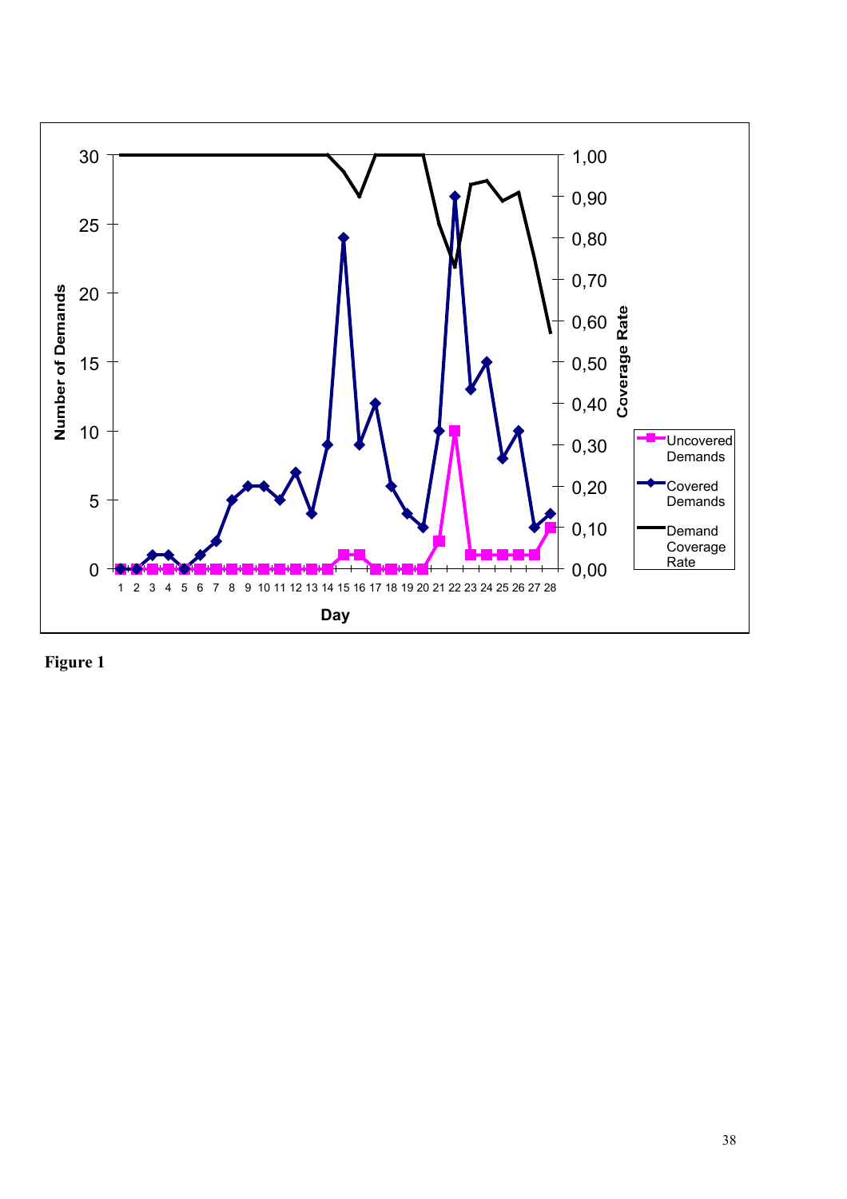30
25
20
15
10
5
0

Number of Demands

1,00
0,90
0,80
0,70
0,60
0,50
0,40
0,30
0,20
0,10
0,00

Coverage Rate

1 2 3 4 5 6 7 8 9 10 11 12 13 14 15 16 17 18 19 20 21 22 23 24 25 26 27 28

Day

Uncovered Demands

Covered Demands

Demand Coverage Rate

**Figure 1**